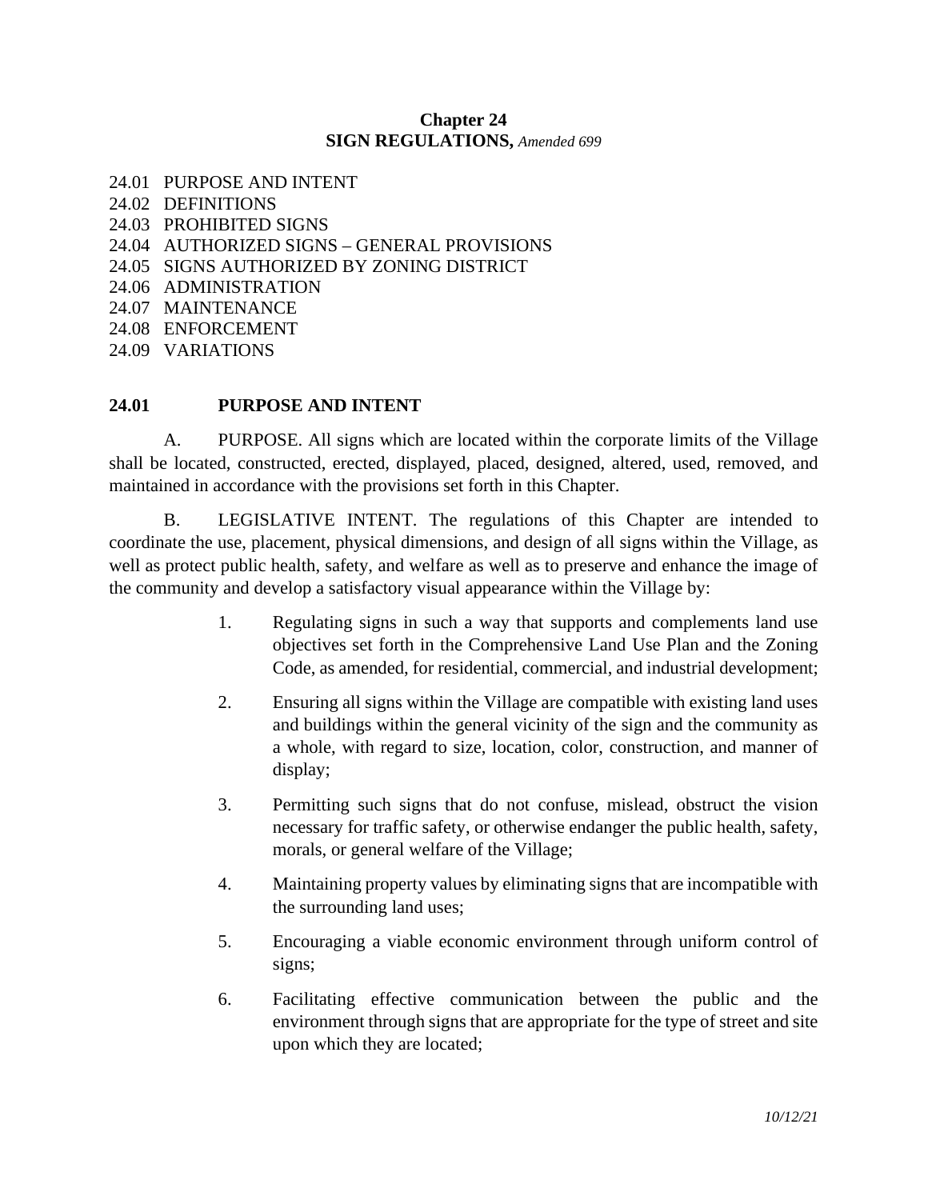# Chapter 24
## SIGN REGULATIONS, *Amended 699*

24.01 PURPOSE AND INTENT
24.02 DEFINITIONS
24.03 PROHIBITED SIGNS
24.04 AUTHORIZED SIGNS – GENERAL PROVISIONS
24.05 SIGNS AUTHORIZED BY ZONING DISTRICT
24.06 ADMINISTRATION
24.07 MAINTENANCE
24.08 ENFORCEMENT
24.09 VARIATIONS

### 24.01 PURPOSE AND INTENT

A. PURPOSE. All signs which are located within the corporate limits of the Village shall be located, constructed, erected, displayed, placed, designed, altered, used, removed, and maintained in accordance with the provisions set forth in this Chapter.

B. LEGISLATIVE INTENT. The regulations of this Chapter are intended to coordinate the use, placement, physical dimensions, and design of all signs within the Village, as well as protect public health, safety, and welfare as well as to preserve and enhance the image of the community and develop a satisfactory visual appearance within the Village by:

1. Regulating signs in such a way that supports and complements land use objectives set forth in the Comprehensive Land Use Plan and the Zoning Code, as amended, for residential, commercial, and industrial development;

2. Ensuring all signs within the Village are compatible with existing land uses and buildings within the general vicinity of the sign and the community as a whole, with regard to size, location, color, construction, and manner of display;

3. Permitting such signs that do not confuse, mislead, obstruct the vision necessary for traffic safety, or otherwise endanger the public health, safety, morals, or general welfare of the Village;

4. Maintaining property values by eliminating signs that are incompatible with the surrounding land uses;

5. Encouraging a viable economic environment through uniform control of signs;

6. Facilitating effective communication between the public and the environment through signs that are appropriate for the type of street and site upon which they are located;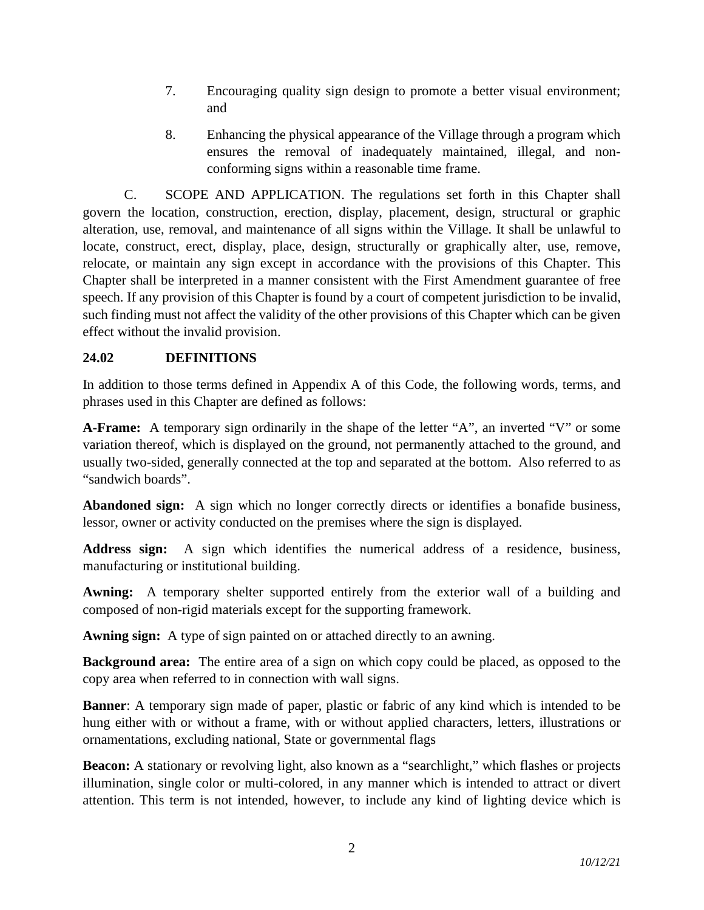7. Encouraging quality sign design to promote a better visual environment; and

8. Enhancing the physical appearance of the Village through a program which ensures the removal of inadequately maintained, illegal, and non-conforming signs within a reasonable time frame.

C. SCOPE AND APPLICATION. The regulations set forth in this Chapter shall govern the location, construction, erection, display, placement, design, structural or graphic alteration, use, removal, and maintenance of all signs within the Village. It shall be unlawful to locate, construct, erect, display, place, design, structurally or graphically alter, use, remove, relocate, or maintain any sign except in accordance with the provisions of this Chapter. This Chapter shall be interpreted in a manner consistent with the First Amendment guarantee of free speech. If any provision of this Chapter is found by a court of competent jurisdiction to be invalid, such finding must not affect the validity of the other provisions of this Chapter which can be given effect without the invalid provision.

## 24.02 DEFINITIONS

In addition to those terms defined in Appendix A of this Code, the following words, terms, and phrases used in this Chapter are defined as follows:

**A-Frame:** A temporary sign ordinarily in the shape of the letter "A", an inverted "V" or some variation thereof, which is displayed on the ground, not permanently attached to the ground, and usually two-sided, generally connected at the top and separated at the bottom. Also referred to as "sandwich boards".

**Abandoned sign:** A sign which no longer correctly directs or identifies a bonafide business, lessor, owner or activity conducted on the premises where the sign is displayed.

**Address sign:** A sign which identifies the numerical address of a residence, business, manufacturing or institutional building.

**Awning:** A temporary shelter supported entirely from the exterior wall of a building and composed of non-rigid materials except for the supporting framework.

**Awning sign:** A type of sign painted on or attached directly to an awning.

**Background area:** The entire area of a sign on which copy could be placed, as opposed to the copy area when referred to in connection with wall signs.

**Banner**: A temporary sign made of paper, plastic or fabric of any kind which is intended to be hung either with or without a frame, with or without applied characters, letters, illustrations or ornamentations, excluding national, State or governmental flags

**Beacon:** A stationary or revolving light, also known as a "searchlight," which flashes or projects illumination, single color or multi-colored, in any manner which is intended to attract or divert attention. This term is not intended, however, to include any kind of lighting device which is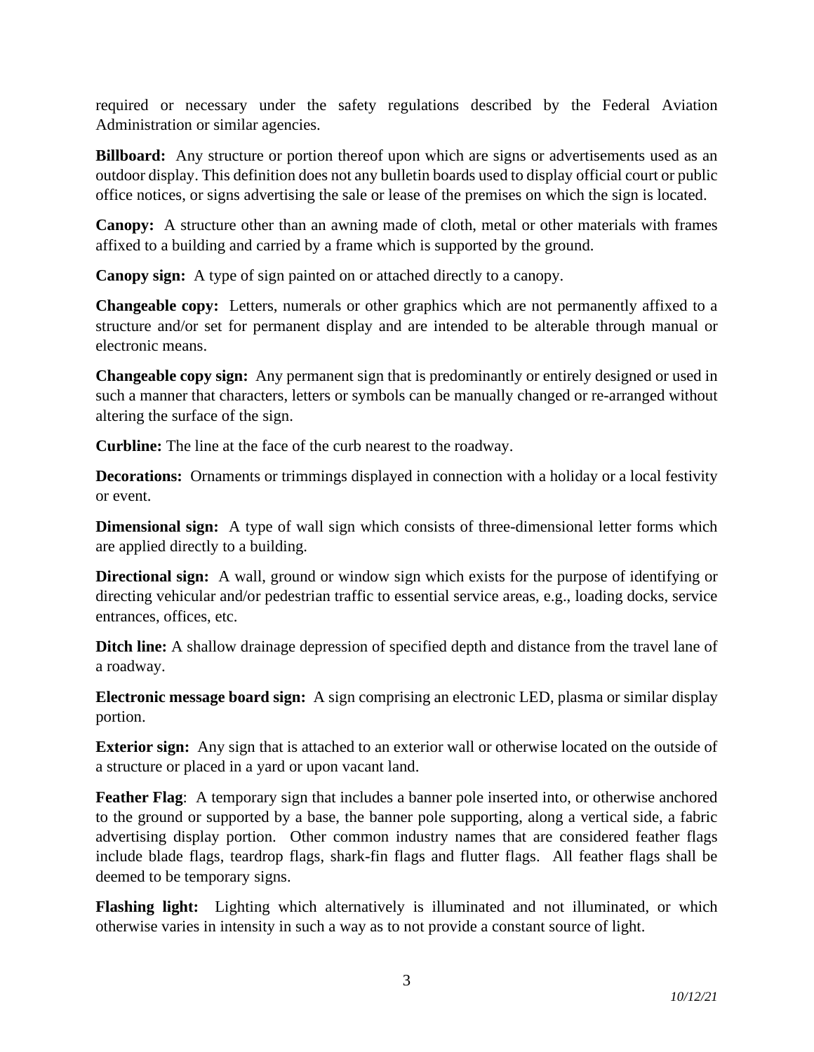required or necessary under the safety regulations described by the Federal Aviation Administration or similar agencies.

**Billboard:** Any structure or portion thereof upon which are signs or advertisements used as an outdoor display. This definition does not any bulletin boards used to display official court or public office notices, or signs advertising the sale or lease of the premises on which the sign is located.

**Canopy:** A structure other than an awning made of cloth, metal or other materials with frames affixed to a building and carried by a frame which is supported by the ground.

**Canopy sign:** A type of sign painted on or attached directly to a canopy.

**Changeable copy:** Letters, numerals or other graphics which are not permanently affixed to a structure and/or set for permanent display and are intended to be alterable through manual or electronic means.

**Changeable copy sign:** Any permanent sign that is predominantly or entirely designed or used in such a manner that characters, letters or symbols can be manually changed or re-arranged without altering the surface of the sign.

**Curbline:** The line at the face of the curb nearest to the roadway.

**Decorations:** Ornaments or trimmings displayed in connection with a holiday or a local festivity or event.

**Dimensional sign:** A type of wall sign which consists of three-dimensional letter forms which are applied directly to a building.

**Directional sign:** A wall, ground or window sign which exists for the purpose of identifying or directing vehicular and/or pedestrian traffic to essential service areas, e.g., loading docks, service entrances, offices, etc.

**Ditch line:** A shallow drainage depression of specified depth and distance from the travel lane of a roadway.

**Electronic message board sign:** A sign comprising an electronic LED, plasma or similar display portion.

**Exterior sign:** Any sign that is attached to an exterior wall or otherwise located on the outside of a structure or placed in a yard or upon vacant land.

**Feather Flag**: A temporary sign that includes a banner pole inserted into, or otherwise anchored to the ground or supported by a base, the banner pole supporting, along a vertical side, a fabric advertising display portion. Other common industry names that are considered feather flags include blade flags, teardrop flags, shark-fin flags and flutter flags. All feather flags shall be deemed to be temporary signs.

**Flashing light:** Lighting which alternatively is illuminated and not illuminated, or which otherwise varies in intensity in such a way as to not provide a constant source of light.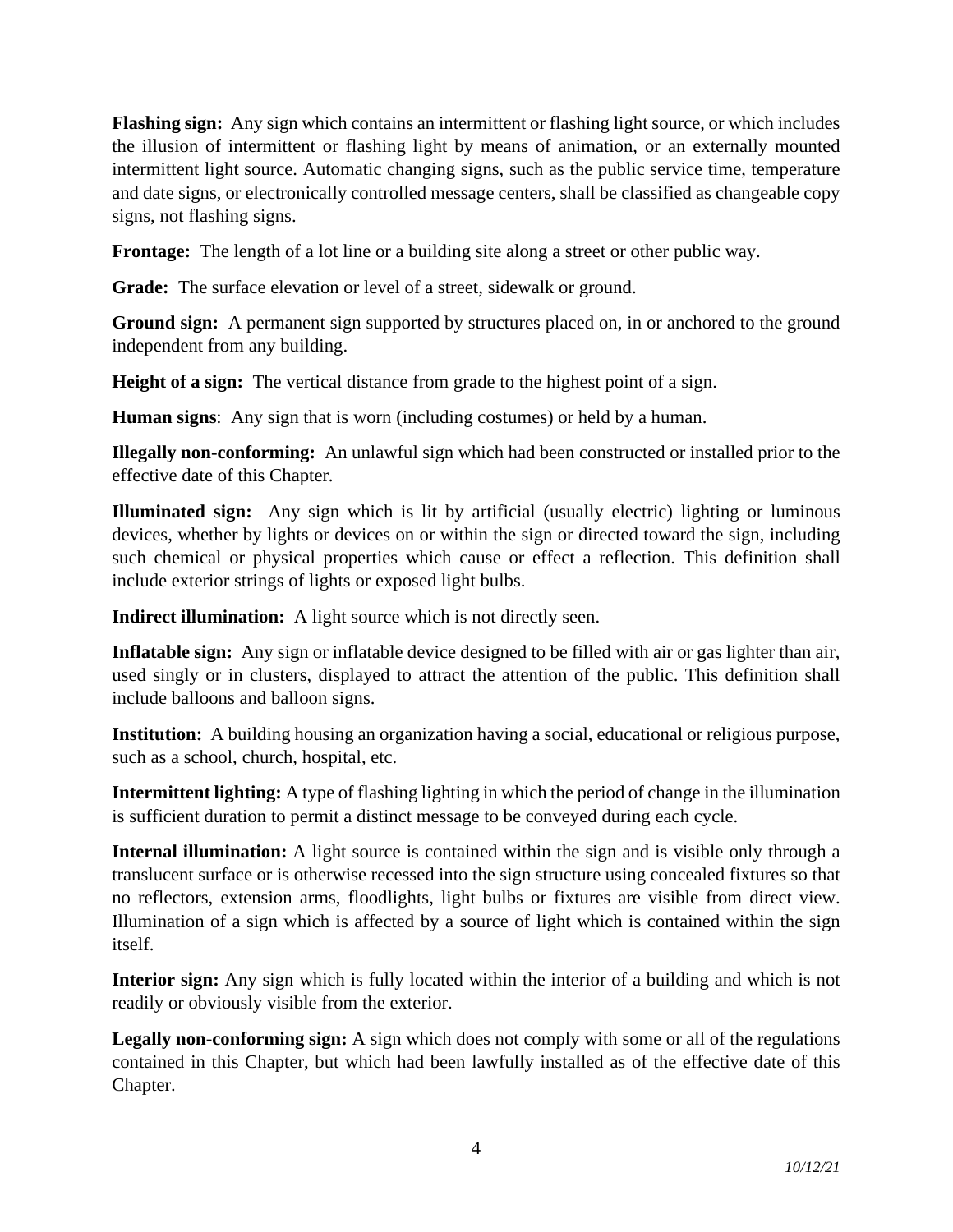**Flashing sign:** Any sign which contains an intermittent or flashing light source, or which includes the illusion of intermittent or flashing light by means of animation, or an externally mounted intermittent light source. Automatic changing signs, such as the public service time, temperature and date signs, or electronically controlled message centers, shall be classified as changeable copy signs, not flashing signs.

**Frontage:** The length of a lot line or a building site along a street or other public way.

**Grade:** The surface elevation or level of a street, sidewalk or ground.

**Ground sign:** A permanent sign supported by structures placed on, in or anchored to the ground independent from any building.

**Height of a sign:** The vertical distance from grade to the highest point of a sign.

**Human signs**: Any sign that is worn (including costumes) or held by a human.

**Illegally non-conforming:** An unlawful sign which had been constructed or installed prior to the effective date of this Chapter.

**Illuminated sign:** Any sign which is lit by artificial (usually electric) lighting or luminous devices, whether by lights or devices on or within the sign or directed toward the sign, including such chemical or physical properties which cause or effect a reflection. This definition shall include exterior strings of lights or exposed light bulbs.

**Indirect illumination:** A light source which is not directly seen.

**Inflatable sign:** Any sign or inflatable device designed to be filled with air or gas lighter than air, used singly or in clusters, displayed to attract the attention of the public. This definition shall include balloons and balloon signs.

**Institution:** A building housing an organization having a social, educational or religious purpose, such as a school, church, hospital, etc.

**Intermittent lighting:** A type of flashing lighting in which the period of change in the illumination is sufficient duration to permit a distinct message to be conveyed during each cycle.

**Internal illumination:** A light source is contained within the sign and is visible only through a translucent surface or is otherwise recessed into the sign structure using concealed fixtures so that no reflectors, extension arms, floodlights, light bulbs or fixtures are visible from direct view. Illumination of a sign which is affected by a source of light which is contained within the sign itself.

**Interior sign:** Any sign which is fully located within the interior of a building and which is not readily or obviously visible from the exterior.

**Legally non-conforming sign:** A sign which does not comply with some or all of the regulations contained in this Chapter, but which had been lawfully installed as of the effective date of this Chapter.

*10/12/21*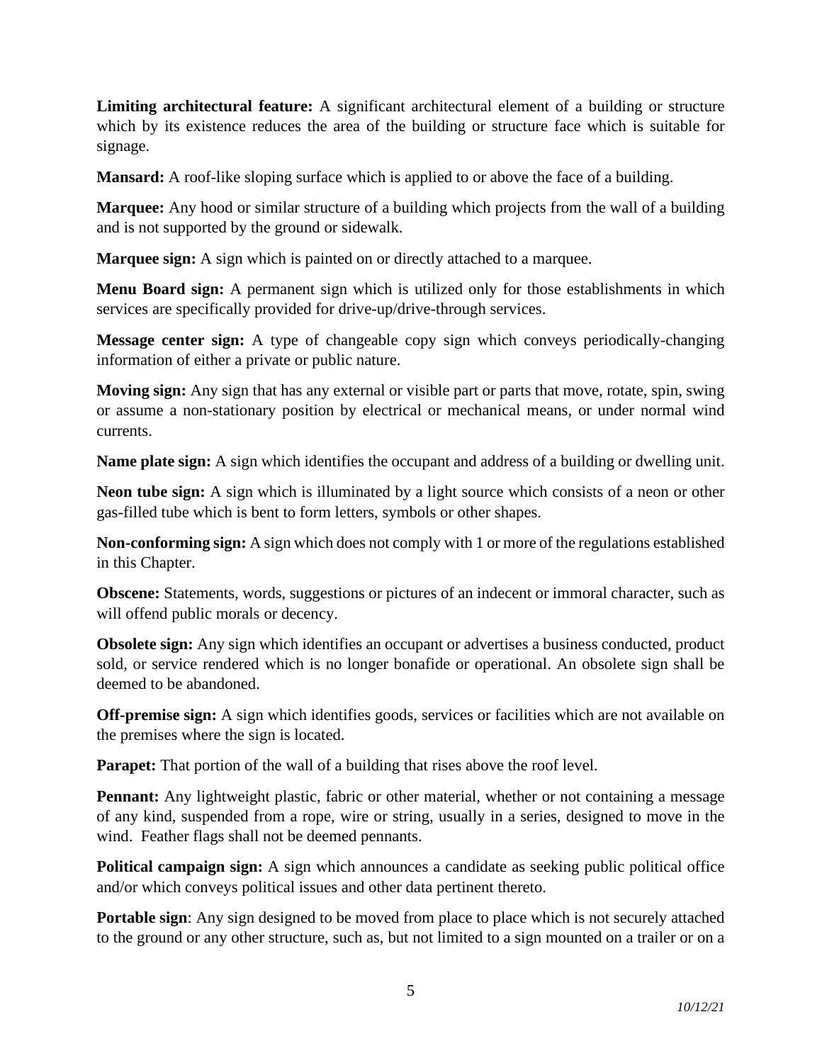**Limiting architectural feature:** A significant architectural element of a building or structure which by its existence reduces the area of the building or structure face which is suitable for signage.

**Mansard:** A roof-like sloping surface which is applied to or above the face of a building.

**Marquee:** Any hood or similar structure of a building which projects from the wall of a building and is not supported by the ground or sidewalk.

**Marquee sign:** A sign which is painted on or directly attached to a marquee.

**Menu Board sign:** A permanent sign which is utilized only for those establishments in which services are specifically provided for drive-up/drive-through services.

**Message center sign:** A type of changeable copy sign which conveys periodically-changing information of either a private or public nature.

**Moving sign:** Any sign that has any external or visible part or parts that move, rotate, spin, swing or assume a non-stationary position by electrical or mechanical means, or under normal wind currents.

**Name plate sign:** A sign which identifies the occupant and address of a building or dwelling unit.

**Neon tube sign:** A sign which is illuminated by a light source which consists of a neon or other gas-filled tube which is bent to form letters, symbols or other shapes.

**Non-conforming sign:** A sign which does not comply with 1 or more of the regulations established in this Chapter.

**Obscene:** Statements, words, suggestions or pictures of an indecent or immoral character, such as will offend public morals or decency.

**Obsolete sign:** Any sign which identifies an occupant or advertises a business conducted, product sold, or service rendered which is no longer bonafide or operational. An obsolete sign shall be deemed to be abandoned.

**Off-premise sign:** A sign which identifies goods, services or facilities which are not available on the premises where the sign is located.

**Parapet:** That portion of the wall of a building that rises above the roof level.

**Pennant:** Any lightweight plastic, fabric or other material, whether or not containing a message of any kind, suspended from a rope, wire or string, usually in a series, designed to move in the wind. Feather flags shall not be deemed pennants.

**Political campaign sign:** A sign which announces a candidate as seeking public political office and/or which conveys political issues and other data pertinent thereto.

**Portable sign**: Any sign designed to be moved from place to place which is not securely attached to the ground or any other structure, such as, but not limited to a sign mounted on a trailer or on a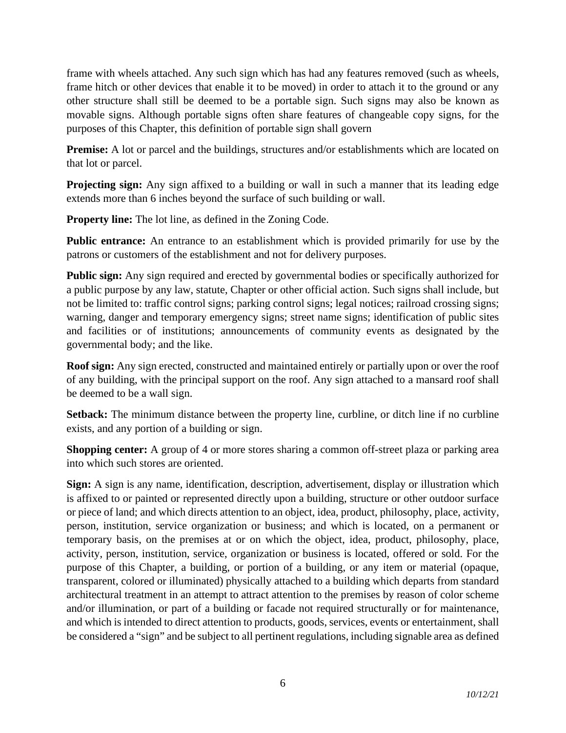frame with wheels attached. Any such sign which has had any features removed (such as wheels, frame hitch or other devices that enable it to be moved) in order to attach it to the ground or any other structure shall still be deemed to be a portable sign. Such signs may also be known as movable signs. Although portable signs often share features of changeable copy signs, for the purposes of this Chapter, this definition of portable sign shall govern

**Premise:** A lot or parcel and the buildings, structures and/or establishments which are located on that lot or parcel.

**Projecting sign:** Any sign affixed to a building or wall in such a manner that its leading edge extends more than 6 inches beyond the surface of such building or wall.

**Property line:** The lot line, as defined in the Zoning Code.

**Public entrance:** An entrance to an establishment which is provided primarily for use by the patrons or customers of the establishment and not for delivery purposes.

**Public sign:** Any sign required and erected by governmental bodies or specifically authorized for a public purpose by any law, statute, Chapter or other official action. Such signs shall include, but not be limited to: traffic control signs; parking control signs; legal notices; railroad crossing signs; warning, danger and temporary emergency signs; street name signs; identification of public sites and facilities or of institutions; announcements of community events as designated by the governmental body; and the like.

**Roof sign:** Any sign erected, constructed and maintained entirely or partially upon or over the roof of any building, with the principal support on the roof. Any sign attached to a mansard roof shall be deemed to be a wall sign.

**Setback:** The minimum distance between the property line, curbline, or ditch line if no curbline exists, and any portion of a building or sign.

**Shopping center:** A group of 4 or more stores sharing a common off-street plaza or parking area into which such stores are oriented.

**Sign:** A sign is any name, identification, description, advertisement, display or illustration which is affixed to or painted or represented directly upon a building, structure or other outdoor surface or piece of land; and which directs attention to an object, idea, product, philosophy, place, activity, person, institution, service organization or business; and which is located, on a permanent or temporary basis, on the premises at or on which the object, idea, product, philosophy, place, activity, person, institution, service, organization or business is located, offered or sold. For the purpose of this Chapter, a building, or portion of a building, or any item or material (opaque, transparent, colored or illuminated) physically attached to a building which departs from standard architectural treatment in an attempt to attract attention to the premises by reason of color scheme and/or illumination, or part of a building or facade not required structurally or for maintenance, and which is intended to direct attention to products, goods, services, events or entertainment, shall be considered a "sign" and be subject to all pertinent regulations, including signable area as defined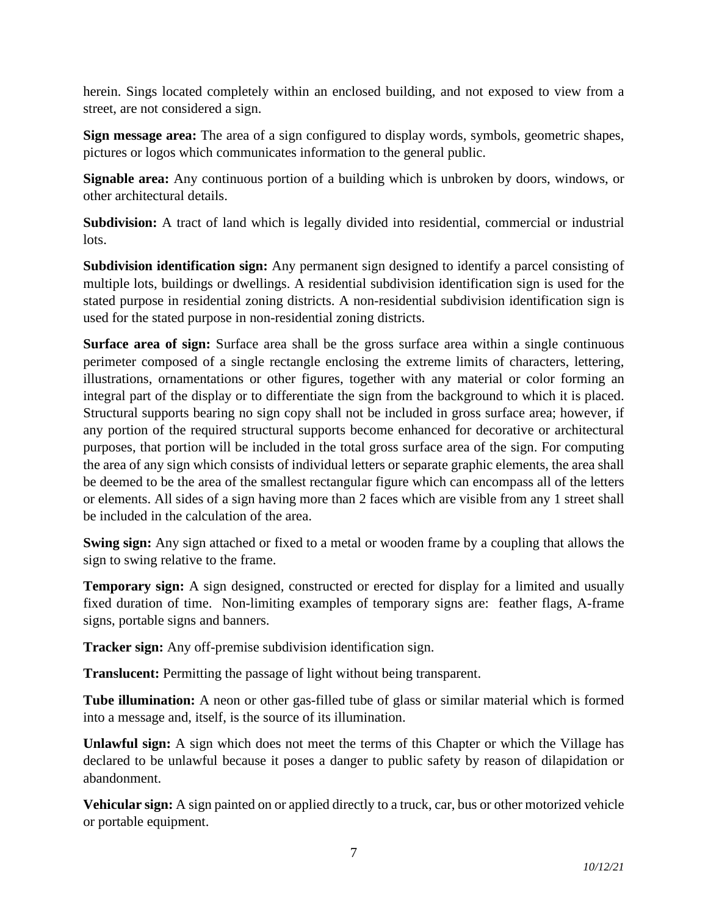herein. Sings located completely within an enclosed building, and not exposed to view from a street, are not considered a sign.

**Sign message area:** The area of a sign configured to display words, symbols, geometric shapes, pictures or logos which communicates information to the general public.

**Signable area:** Any continuous portion of a building which is unbroken by doors, windows, or other architectural details.

**Subdivision:** A tract of land which is legally divided into residential, commercial or industrial lots.

**Subdivision identification sign:** Any permanent sign designed to identify a parcel consisting of multiple lots, buildings or dwellings. A residential subdivision identification sign is used for the stated purpose in residential zoning districts. A non-residential subdivision identification sign is used for the stated purpose in non-residential zoning districts.

**Surface area of sign:** Surface area shall be the gross surface area within a single continuous perimeter composed of a single rectangle enclosing the extreme limits of characters, lettering, illustrations, ornamentations or other figures, together with any material or color forming an integral part of the display or to differentiate the sign from the background to which it is placed. Structural supports bearing no sign copy shall not be included in gross surface area; however, if any portion of the required structural supports become enhanced for decorative or architectural purposes, that portion will be included in the total gross surface area of the sign. For computing the area of any sign which consists of individual letters or separate graphic elements, the area shall be deemed to be the area of the smallest rectangular figure which can encompass all of the letters or elements. All sides of a sign having more than 2 faces which are visible from any 1 street shall be included in the calculation of the area.

**Swing sign:** Any sign attached or fixed to a metal or wooden frame by a coupling that allows the sign to swing relative to the frame.

**Temporary sign:** A sign designed, constructed or erected for display for a limited and usually fixed duration of time. Non-limiting examples of temporary signs are: feather flags, A-frame signs, portable signs and banners.

**Tracker sign:** Any off-premise subdivision identification sign.

**Translucent:** Permitting the passage of light without being transparent.

**Tube illumination:** A neon or other gas-filled tube of glass or similar material which is formed into a message and, itself, is the source of its illumination.

**Unlawful sign:** A sign which does not meet the terms of this Chapter or which the Village has declared to be unlawful because it poses a danger to public safety by reason of dilapidation or abandonment.

**Vehicular sign:** A sign painted on or applied directly to a truck, car, bus or other motorized vehicle or portable equipment.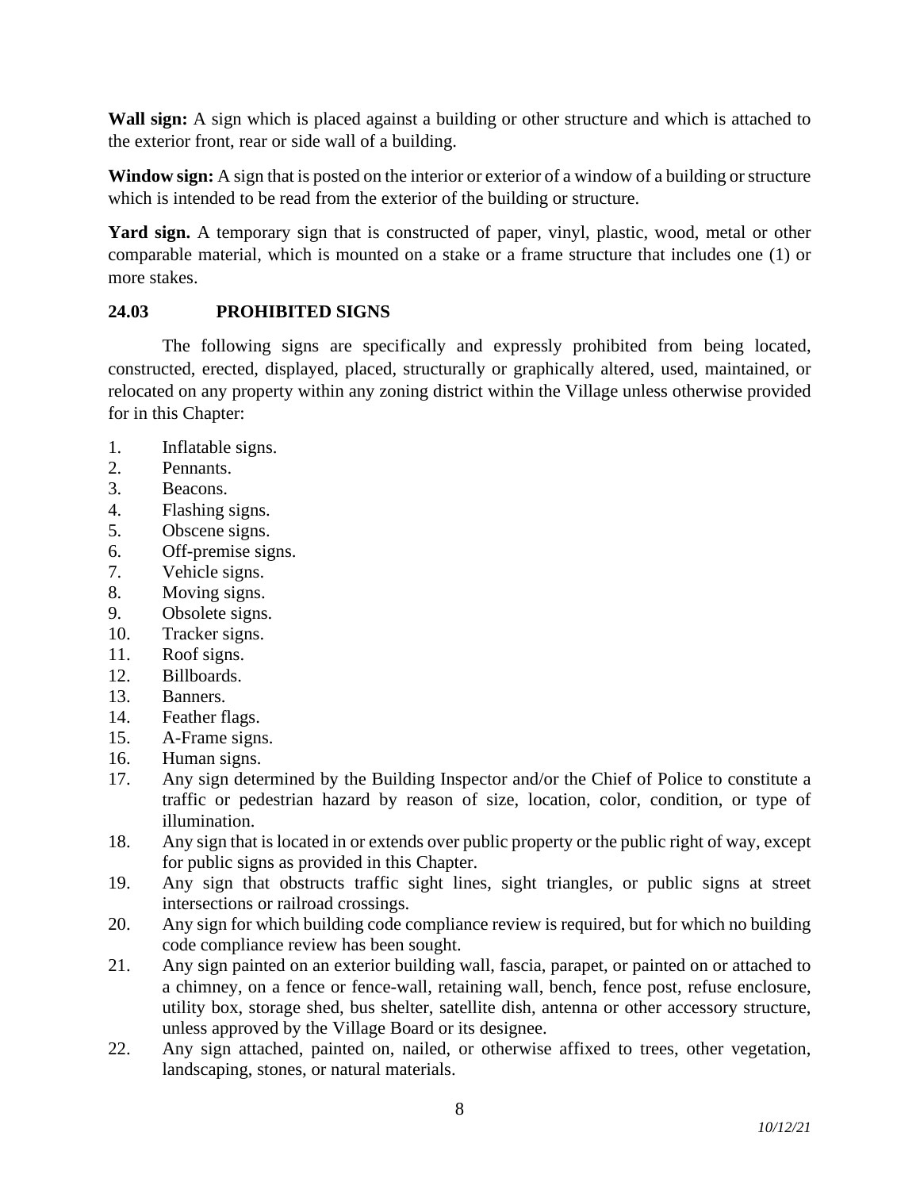**Wall sign:** A sign which is placed against a building or other structure and which is attached to the exterior front, rear or side wall of a building.

**Window sign:** A sign that is posted on the interior or exterior of a window of a building or structure which is intended to be read from the exterior of the building or structure.

**Yard sign.** A temporary sign that is constructed of paper, vinyl, plastic, wood, metal or other comparable material, which is mounted on a stake or a frame structure that includes one (1) or more stakes.

## 24.03 PROHIBITED SIGNS

The following signs are specifically and expressly prohibited from being located, constructed, erected, displayed, placed, structurally or graphically altered, used, maintained, or relocated on any property within any zoning district within the Village unless otherwise provided for in this Chapter:

1. Inflatable signs.
2. Pennants.
3. Beacons.
4. Flashing signs.
5. Obscene signs.
6. Off-premise signs.
7. Vehicle signs.
8. Moving signs.
9. Obsolete signs.
10. Tracker signs.
11. Roof signs.
12. Billboards.
13. Banners.
14. Feather flags.
15. A-Frame signs.
16. Human signs.
17. Any sign determined by the Building Inspector and/or the Chief of Police to constitute a traffic or pedestrian hazard by reason of size, location, color, condition, or type of illumination.
18. Any sign that is located in or extends over public property or the public right of way, except for public signs as provided in this Chapter.
19. Any sign that obstructs traffic sight lines, sight triangles, or public signs at street intersections or railroad crossings.
20. Any sign for which building code compliance review is required, but for which no building code compliance review has been sought.
21. Any sign painted on an exterior building wall, fascia, parapet, or painted on or attached to a chimney, on a fence or fence-wall, retaining wall, bench, fence post, refuse enclosure, utility box, storage shed, bus shelter, satellite dish, antenna or other accessory structure, unless approved by the Village Board or its designee.
22. Any sign attached, painted on, nailed, or otherwise affixed to trees, other vegetation, landscaping, stones, or natural materials.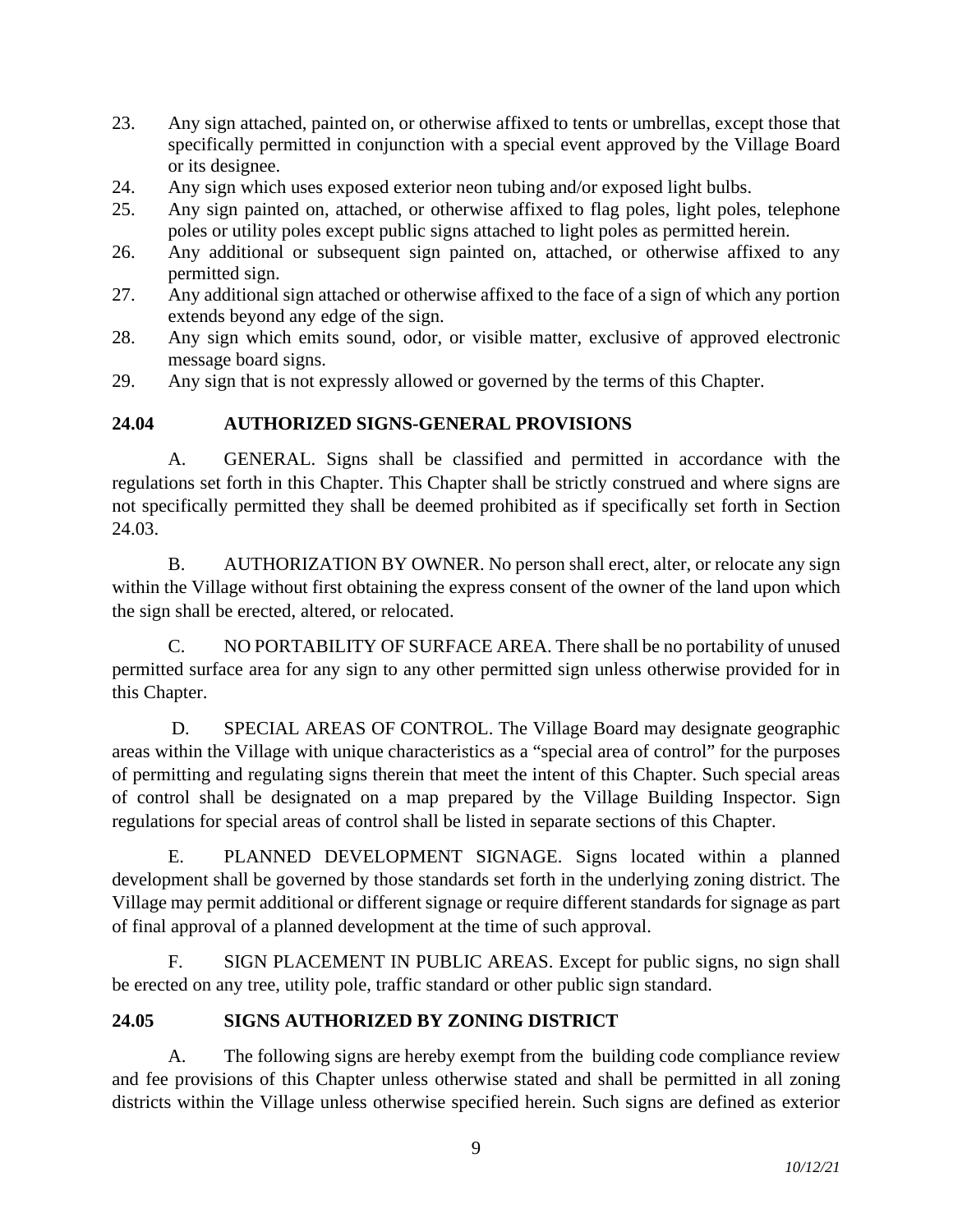23. Any sign attached, painted on, or otherwise affixed to tents or umbrellas, except those that specifically permitted in conjunction with a special event approved by the Village Board or its designee.
24. Any sign which uses exposed exterior neon tubing and/or exposed light bulbs.
25. Any sign painted on, attached, or otherwise affixed to flag poles, light poles, telephone poles or utility poles except public signs attached to light poles as permitted herein.
26. Any additional or subsequent sign painted on, attached, or otherwise affixed to any permitted sign.
27. Any additional sign attached or otherwise affixed to the face of a sign of which any portion extends beyond any edge of the sign.
28. Any sign which emits sound, odor, or visible matter, exclusive of approved electronic message board signs.
29. Any sign that is not expressly allowed or governed by the terms of this Chapter.

## 24.04 AUTHORIZED SIGNS-GENERAL PROVISIONS

A. GENERAL. Signs shall be classified and permitted in accordance with the regulations set forth in this Chapter. This Chapter shall be strictly construed and where signs are not specifically permitted they shall be deemed prohibited as if specifically set forth in Section 24.03.

B. AUTHORIZATION BY OWNER. No person shall erect, alter, or relocate any sign within the Village without first obtaining the express consent of the owner of the land upon which the sign shall be erected, altered, or relocated.

C. NO PORTABILITY OF SURFACE AREA. There shall be no portability of unused permitted surface area for any sign to any other permitted sign unless otherwise provided for in this Chapter.

D. SPECIAL AREAS OF CONTROL. The Village Board may designate geographic areas within the Village with unique characteristics as a "special area of control" for the purposes of permitting and regulating signs therein that meet the intent of this Chapter. Such special areas of control shall be designated on a map prepared by the Village Building Inspector. Sign regulations for special areas of control shall be listed in separate sections of this Chapter.

E. PLANNED DEVELOPMENT SIGNAGE. Signs located within a planned development shall be governed by those standards set forth in the underlying zoning district. The Village may permit additional or different signage or require different standards for signage as part of final approval of a planned development at the time of such approval.

F. SIGN PLACEMENT IN PUBLIC AREAS. Except for public signs, no sign shall be erected on any tree, utility pole, traffic standard or other public sign standard.

## 24.05 SIGNS AUTHORIZED BY ZONING DISTRICT

A. The following signs are hereby exempt from the building code compliance review and fee provisions of this Chapter unless otherwise stated and shall be permitted in all zoning districts within the Village unless otherwise specified herein. Such signs are defined as exterior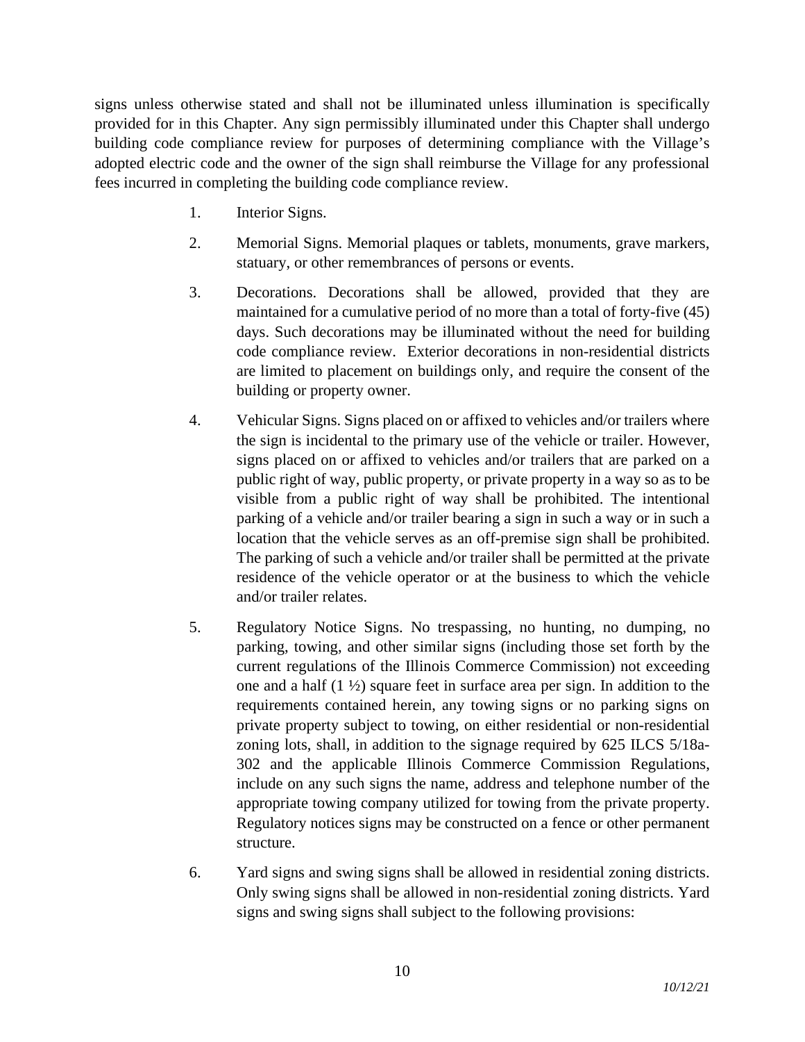signs unless otherwise stated and shall not be illuminated unless illumination is specifically provided for in this Chapter. Any sign permissibly illuminated under this Chapter shall undergo building code compliance review for purposes of determining compliance with the Village's adopted electric code and the owner of the sign shall reimburse the Village for any professional fees incurred in completing the building code compliance review.

1. Interior Signs.

2. Memorial Signs. Memorial plaques or tablets, monuments, grave markers, statuary, or other remembrances of persons or events.

3. Decorations. Decorations shall be allowed, provided that they are maintained for a cumulative period of no more than a total of forty-five (45) days. Such decorations may be illuminated without the need for building code compliance review. Exterior decorations in non-residential districts are limited to placement on buildings only, and require the consent of the building or property owner.

4. Vehicular Signs. Signs placed on or affixed to vehicles and/or trailers where the sign is incidental to the primary use of the vehicle or trailer. However, signs placed on or affixed to vehicles and/or trailers that are parked on a public right of way, public property, or private property in a way so as to be visible from a public right of way shall be prohibited. The intentional parking of a vehicle and/or trailer bearing a sign in such a way or in such a location that the vehicle serves as an off-premise sign shall be prohibited. The parking of such a vehicle and/or trailer shall be permitted at the private residence of the vehicle operator or at the business to which the vehicle and/or trailer relates.

5. Regulatory Notice Signs. No trespassing, no hunting, no dumping, no parking, towing, and other similar signs (including those set forth by the current regulations of the Illinois Commerce Commission) not exceeding one and a half (1 ½) square feet in surface area per sign. In addition to the requirements contained herein, any towing signs or no parking signs on private property subject to towing, on either residential or non-residential zoning lots, shall, in addition to the signage required by 625 ILCS 5/18a-302 and the applicable Illinois Commerce Commission Regulations, include on any such signs the name, address and telephone number of the appropriate towing company utilized for towing from the private property. Regulatory notices signs may be constructed on a fence or other permanent structure.

6. Yard signs and swing signs shall be allowed in residential zoning districts. Only swing signs shall be allowed in non-residential zoning districts. Yard signs and swing signs shall subject to the following provisions: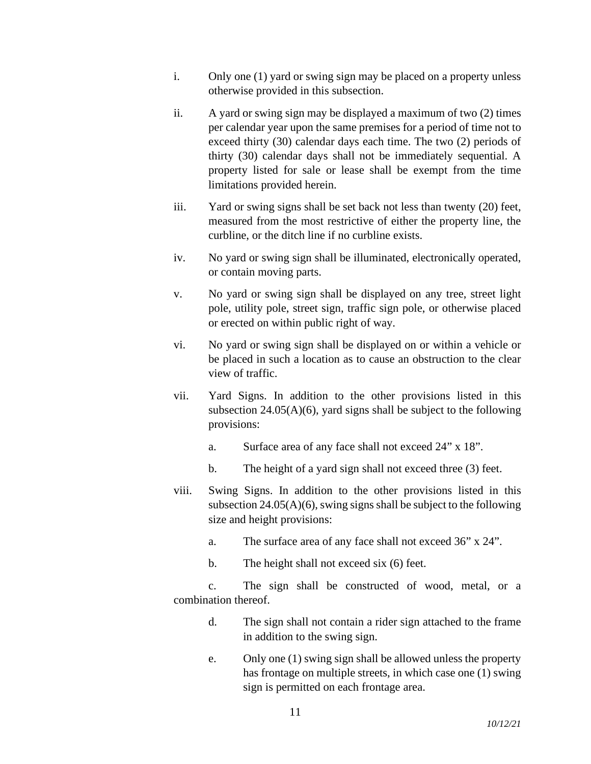i. Only one (1) yard or swing sign may be placed on a property unless otherwise provided in this subsection.

ii. A yard or swing sign may be displayed a maximum of two (2) times per calendar year upon the same premises for a period of time not to exceed thirty (30) calendar days each time. The two (2) periods of thirty (30) calendar days shall not be immediately sequential. A property listed for sale or lease shall be exempt from the time limitations provided herein.

iii. Yard or swing signs shall be set back not less than twenty (20) feet, measured from the most restrictive of either the property line, the curbline, or the ditch line if no curbline exists.

iv. No yard or swing sign shall be illuminated, electronically operated, or contain moving parts.

v. No yard or swing sign shall be displayed on any tree, street light pole, utility pole, street sign, traffic sign pole, or otherwise placed or erected on within public right of way.

vi. No yard or swing sign shall be displayed on or within a vehicle or be placed in such a location as to cause an obstruction to the clear view of traffic.

vii. Yard Signs. In addition to the other provisions listed in this subsection 24.05(A)(6), yard signs shall be subject to the following provisions:

a. Surface area of any face shall not exceed 24” x 18”.

b. The height of a yard sign shall not exceed three (3) feet.

viii. Swing Signs. In addition to the other provisions listed in this subsection 24.05(A)(6), swing signs shall be subject to the following size and height provisions:

a. The surface area of any face shall not exceed 36” x 24”.

b. The height shall not exceed six (6) feet.

c. The sign shall be constructed of wood, metal, or a combination thereof.

d. The sign shall not contain a rider sign attached to the frame in addition to the swing sign.

e. Only one (1) swing sign shall be allowed unless the property has frontage on multiple streets, in which case one (1) swing sign is permitted on each frontage area.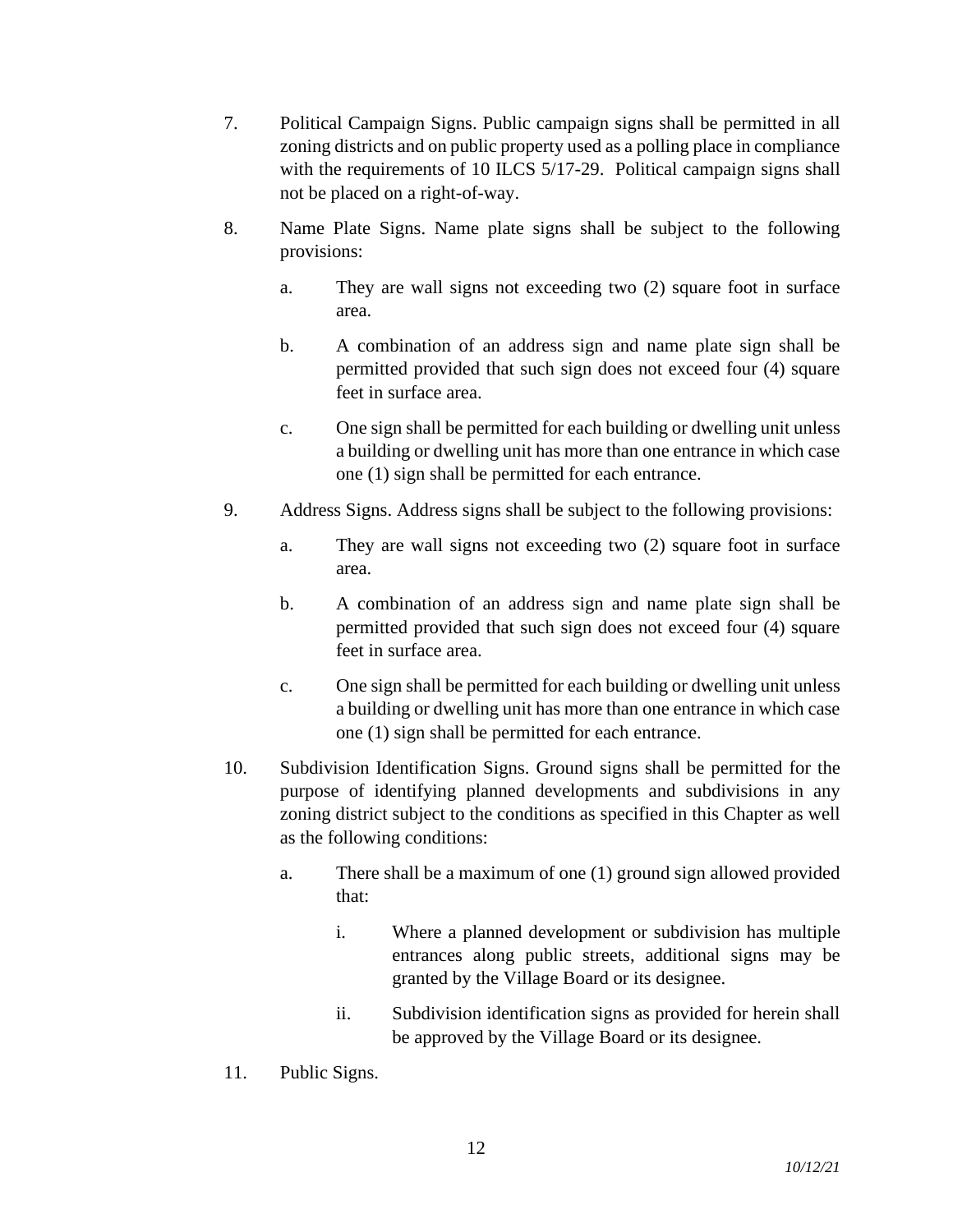7. Political Campaign Signs. Public campaign signs shall be permitted in all zoning districts and on public property used as a polling place in compliance with the requirements of 10 ILCS 5/17-29. Political campaign signs shall not be placed on a right-of-way.

8. Name Plate Signs. Name plate signs shall be subject to the following provisions:

   a. They are wall signs not exceeding two (2) square foot in surface area.

   b. A combination of an address sign and name plate sign shall be permitted provided that such sign does not exceed four (4) square feet in surface area.

   c. One sign shall be permitted for each building or dwelling unit unless a building or dwelling unit has more than one entrance in which case one (1) sign shall be permitted for each entrance.

9. Address Signs. Address signs shall be subject to the following provisions:

   a. They are wall signs not exceeding two (2) square foot in surface area.

   b. A combination of an address sign and name plate sign shall be permitted provided that such sign does not exceed four (4) square feet in surface area.

   c. One sign shall be permitted for each building or dwelling unit unless a building or dwelling unit has more than one entrance in which case one (1) sign shall be permitted for each entrance.

10. Subdivision Identification Signs. Ground signs shall be permitted for the purpose of identifying planned developments and subdivisions in any zoning district subject to the conditions as specified in this Chapter as well as the following conditions:

    a. There shall be a maximum of one (1) ground sign allowed provided that:

       i. Where a planned development or subdivision has multiple entrances along public streets, additional signs may be granted by the Village Board or its designee.

       ii. Subdivision identification signs as provided for herein shall be approved by the Village Board or its designee.

11. Public Signs.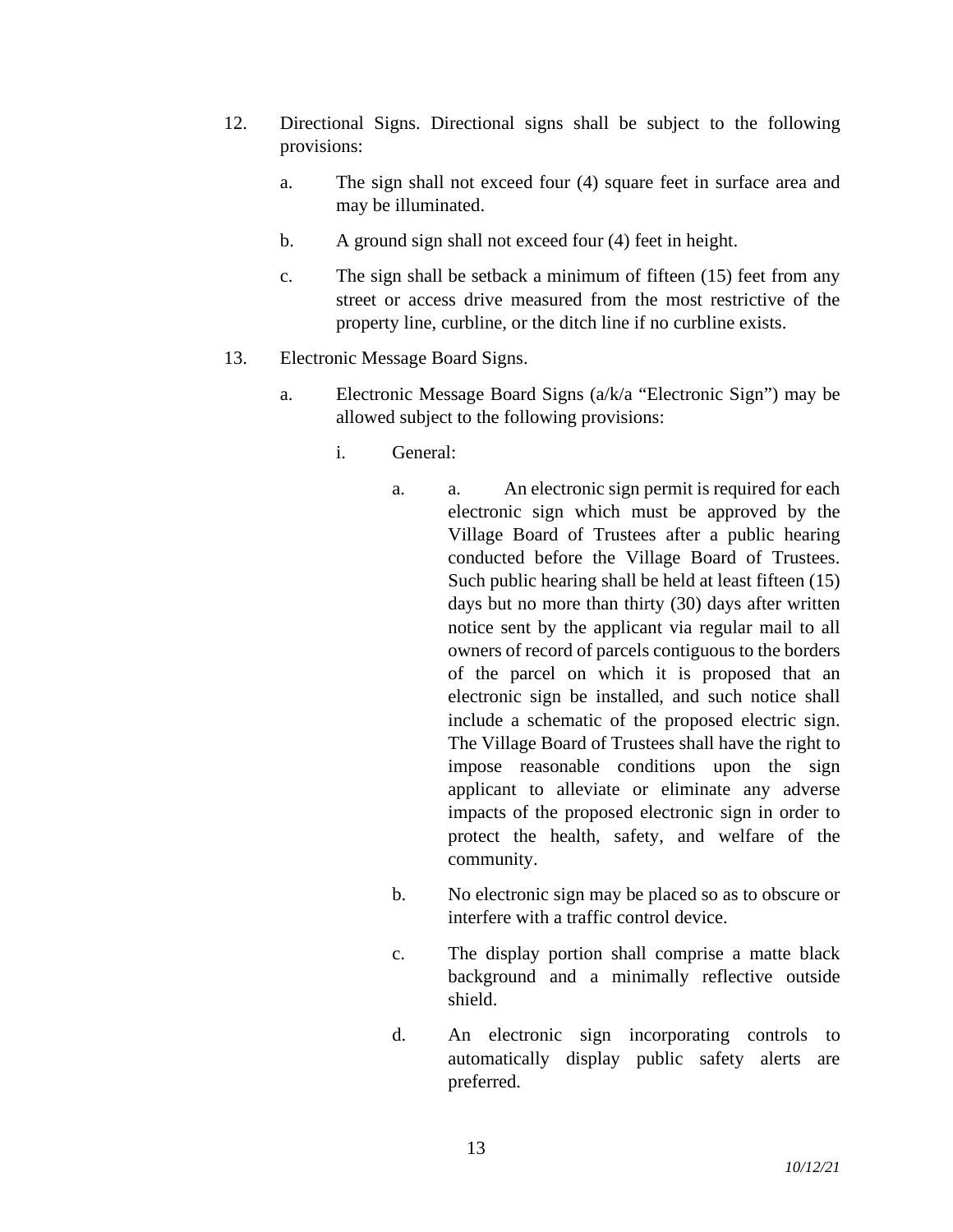12. Directional Signs. Directional signs shall be subject to the following provisions:

    a. The sign shall not exceed four (4) square feet in surface area and may be illuminated.

    b. A ground sign shall not exceed four (4) feet in height.

    c. The sign shall be setback a minimum of fifteen (15) feet from any street or access drive measured from the most restrictive of the property line, curbline, or the ditch line if no curbline exists.

13. Electronic Message Board Signs.

    a. Electronic Message Board Signs (a/k/a "Electronic Sign") may be allowed subject to the following provisions:

        i. General:

            a. a. An electronic sign permit is required for each electronic sign which must be approved by the Village Board of Trustees after a public hearing conducted before the Village Board of Trustees. Such public hearing shall be held at least fifteen (15) days but no more than thirty (30) days after written notice sent by the applicant via regular mail to all owners of record of parcels contiguous to the borders of the parcel on which it is proposed that an electronic sign be installed, and such notice shall include a schematic of the proposed electric sign. The Village Board of Trustees shall have the right to impose reasonable conditions upon the sign applicant to alleviate or eliminate any adverse impacts of the proposed electronic sign in order to protect the health, safety, and welfare of the community.

            b. No electronic sign may be placed so as to obscure or interfere with a traffic control device.

            c. The display portion shall comprise a matte black background and a minimally reflective outside shield.

            d. An electronic sign incorporating controls to automatically display public safety alerts are preferred.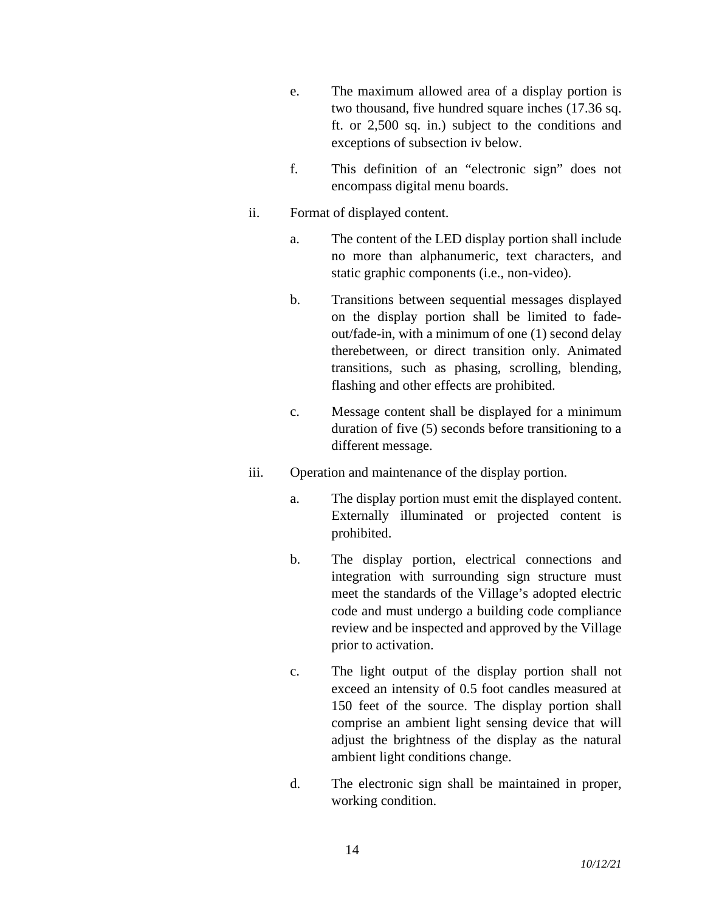e. The maximum allowed area of a display portion is two thousand, five hundred square inches (17.36 sq. ft. or 2,500 sq. in.) subject to the conditions and exceptions of subsection iv below.

f. This definition of an "electronic sign" does not encompass digital menu boards.

ii. Format of displayed content.

a. The content of the LED display portion shall include no more than alphanumeric, text characters, and static graphic components (i.e., non-video).

b. Transitions between sequential messages displayed on the display portion shall be limited to fade-out/fade-in, with a minimum of one (1) second delay therebetween, or direct transition only. Animated transitions, such as phasing, scrolling, blending, flashing and other effects are prohibited.

c. Message content shall be displayed for a minimum duration of five (5) seconds before transitioning to a different message.

iii. Operation and maintenance of the display portion.

a. The display portion must emit the displayed content. Externally illuminated or projected content is prohibited.

b. The display portion, electrical connections and integration with surrounding sign structure must meet the standards of the Village's adopted electric code and must undergo a building code compliance review and be inspected and approved by the Village prior to activation.

c. The light output of the display portion shall not exceed an intensity of 0.5 foot candles measured at 150 feet of the source. The display portion shall comprise an ambient light sensing device that will adjust the brightness of the display as the natural ambient light conditions change.

d. The electronic sign shall be maintained in proper, working condition.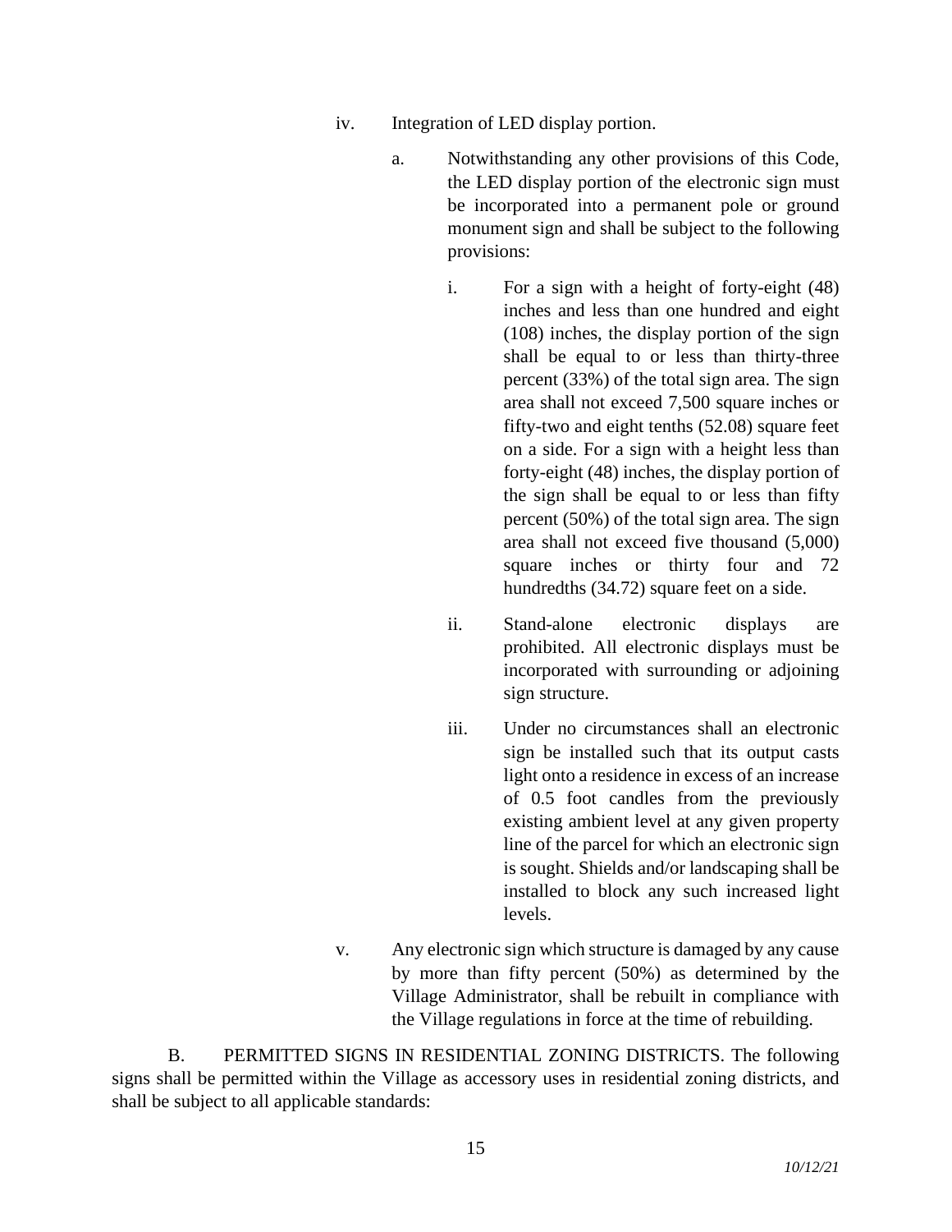iv. Integration of LED display portion.

  a. Notwithstanding any other provisions of this Code, the LED display portion of the electronic sign must be incorporated into a permanent pole or ground monument sign and shall be subject to the following provisions:

    i. For a sign with a height of forty-eight (48) inches and less than one hundred and eight (108) inches, the display portion of the sign shall be equal to or less than thirty-three percent (33%) of the total sign area. The sign area shall not exceed 7,500 square inches or fifty-two and eight tenths (52.08) square feet on a side. For a sign with a height less than forty-eight (48) inches, the display portion of the sign shall be equal to or less than fifty percent (50%) of the total sign area. The sign area shall not exceed five thousand (5,000) square inches or thirty four and 72 hundredths (34.72) square feet on a side.

    ii. Stand-alone electronic displays are prohibited. All electronic displays must be incorporated with surrounding or adjoining sign structure.

    iii. Under no circumstances shall an electronic sign be installed such that its output casts light onto a residence in excess of an increase of 0.5 foot candles from the previously existing ambient level at any given property line of the parcel for which an electronic sign is sought. Shields and/or landscaping shall be installed to block any such increased light levels.

v. Any electronic sign which structure is damaged by any cause by more than fifty percent (50%) as determined by the Village Administrator, shall be rebuilt in compliance with the Village regulations in force at the time of rebuilding.

B. PERMITTED SIGNS IN RESIDENTIAL ZONING DISTRICTS. The following signs shall be permitted within the Village as accessory uses in residential zoning districts, and shall be subject to all applicable standards: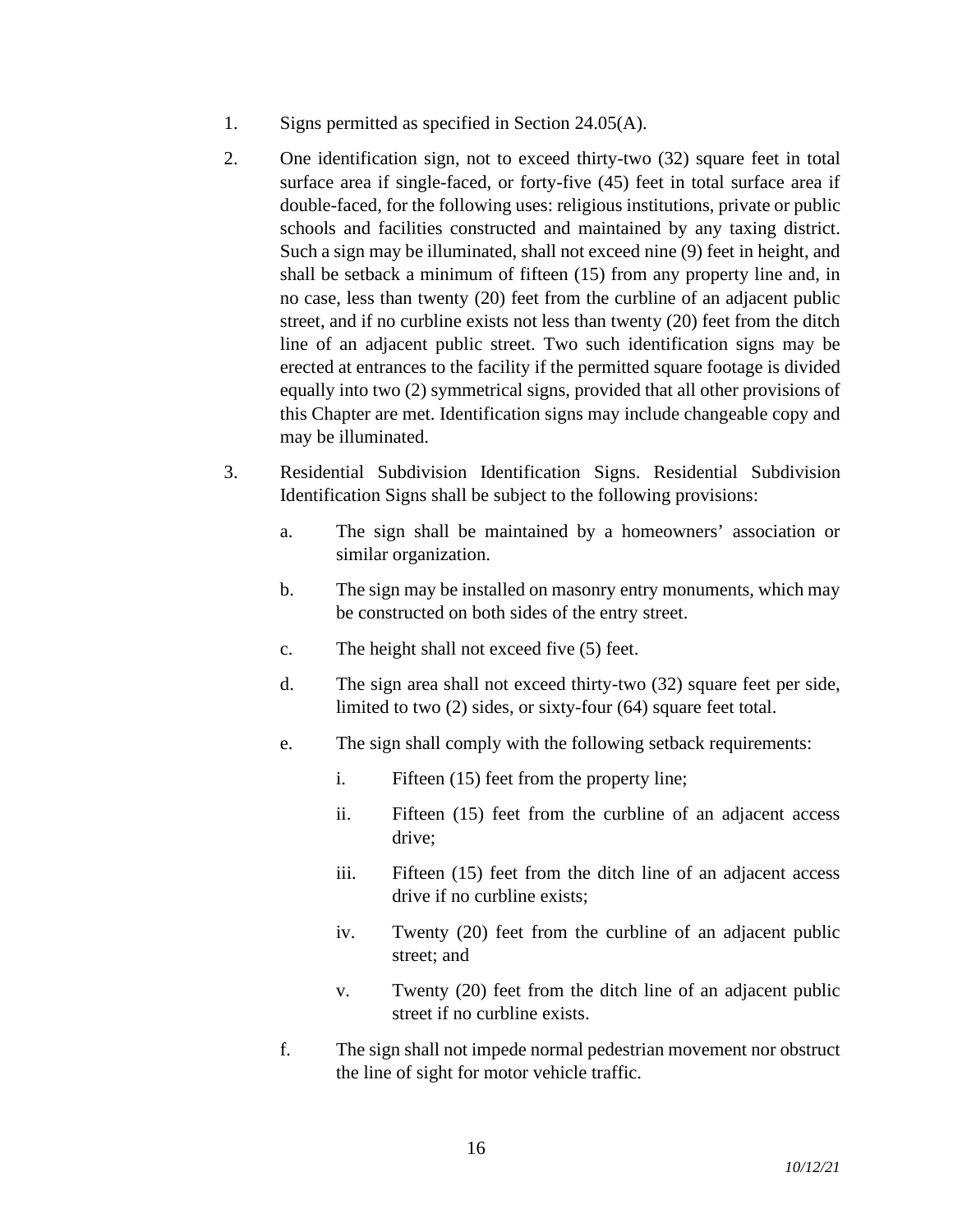1. Signs permitted as specified in Section 24.05(A).

2. One identification sign, not to exceed thirty-two (32) square feet in total surface area if single-faced, or forty-five (45) feet in total surface area if double-faced, for the following uses: religious institutions, private or public schools and facilities constructed and maintained by any taxing district. Such a sign may be illuminated, shall not exceed nine (9) feet in height, and shall be setback a minimum of fifteen (15) from any property line and, in no case, less than twenty (20) feet from the curbline of an adjacent public street, and if no curbline exists not less than twenty (20) feet from the ditch line of an adjacent public street. Two such identification signs may be erected at entrances to the facility if the permitted square footage is divided equally into two (2) symmetrical signs, provided that all other provisions of this Chapter are met. Identification signs may include changeable copy and may be illuminated.

3. Residential Subdivision Identification Signs. Residential Subdivision Identification Signs shall be subject to the following provisions:

   a. The sign shall be maintained by a homeowners' association or similar organization.

   b. The sign may be installed on masonry entry monuments, which may be constructed on both sides of the entry street.

   c. The height shall not exceed five (5) feet.

   d. The sign area shall not exceed thirty-two (32) square feet per side, limited to two (2) sides, or sixty-four (64) square feet total.

   e. The sign shall comply with the following setback requirements:

      i. Fifteen (15) feet from the property line;

      ii. Fifteen (15) feet from the curbline of an adjacent access drive;

      iii. Fifteen (15) feet from the ditch line of an adjacent access drive if no curbline exists;

      iv. Twenty (20) feet from the curbline of an adjacent public street; and

      v. Twenty (20) feet from the ditch line of an adjacent public street if no curbline exists.

   f. The sign shall not impede normal pedestrian movement nor obstruct the line of sight for motor vehicle traffic.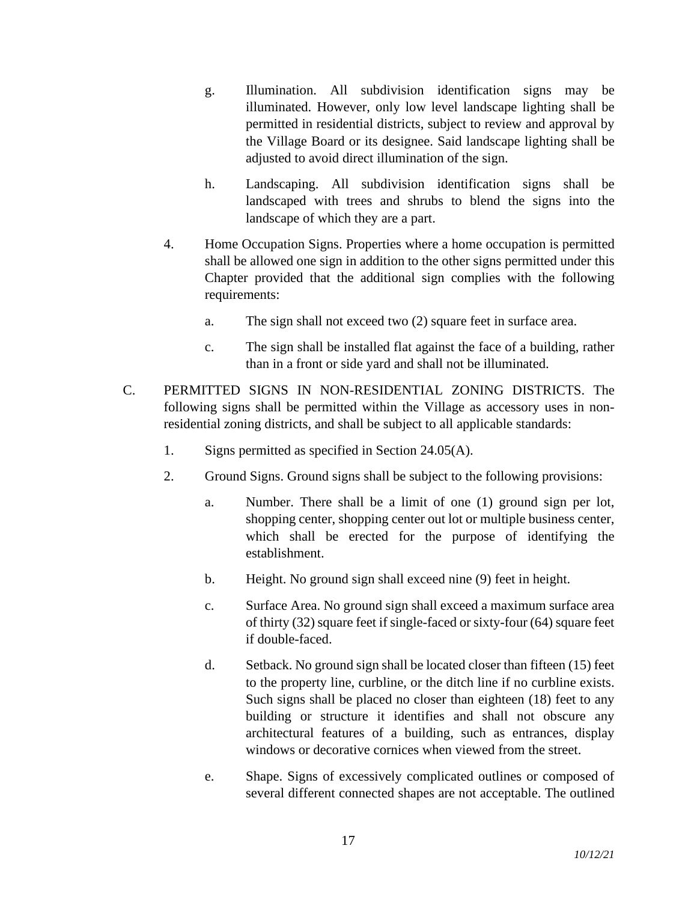g. Illumination. All subdivision identification signs may be illuminated. However, only low level landscape lighting shall be permitted in residential districts, subject to review and approval by the Village Board or its designee. Said landscape lighting shall be adjusted to avoid direct illumination of the sign.

h. Landscaping. All subdivision identification signs shall be landscaped with trees and shrubs to blend the signs into the landscape of which they are a part.

4. Home Occupation Signs. Properties where a home occupation is permitted shall be allowed one sign in addition to the other signs permitted under this Chapter provided that the additional sign complies with the following requirements:

   a. The sign shall not exceed two (2) square feet in surface area.

   c. The sign shall be installed flat against the face of a building, rather than in a front or side yard and shall not be illuminated.

C. PERMITTED SIGNS IN NON-RESIDENTIAL ZONING DISTRICTS. The following signs shall be permitted within the Village as accessory uses in non-residential zoning districts, and shall be subject to all applicable standards:

1. Signs permitted as specified in Section 24.05(A).

2. Ground Signs. Ground signs shall be subject to the following provisions:

   a. Number. There shall be a limit of one (1) ground sign per lot, shopping center, shopping center out lot or multiple business center, which shall be erected for the purpose of identifying the establishment.

   b. Height. No ground sign shall exceed nine (9) feet in height.

   c. Surface Area. No ground sign shall exceed a maximum surface area of thirty (32) square feet if single-faced or sixty-four (64) square feet if double-faced.

   d. Setback. No ground sign shall be located closer than fifteen (15) feet to the property line, curbline, or the ditch line if no curbline exists. Such signs shall be placed no closer than eighteen (18) feet to any building or structure it identifies and shall not obscure any architectural features of a building, such as entrances, display windows or decorative cornices when viewed from the street.

   e. Shape. Signs of excessively complicated outlines or composed of several different connected shapes are not acceptable. The outlined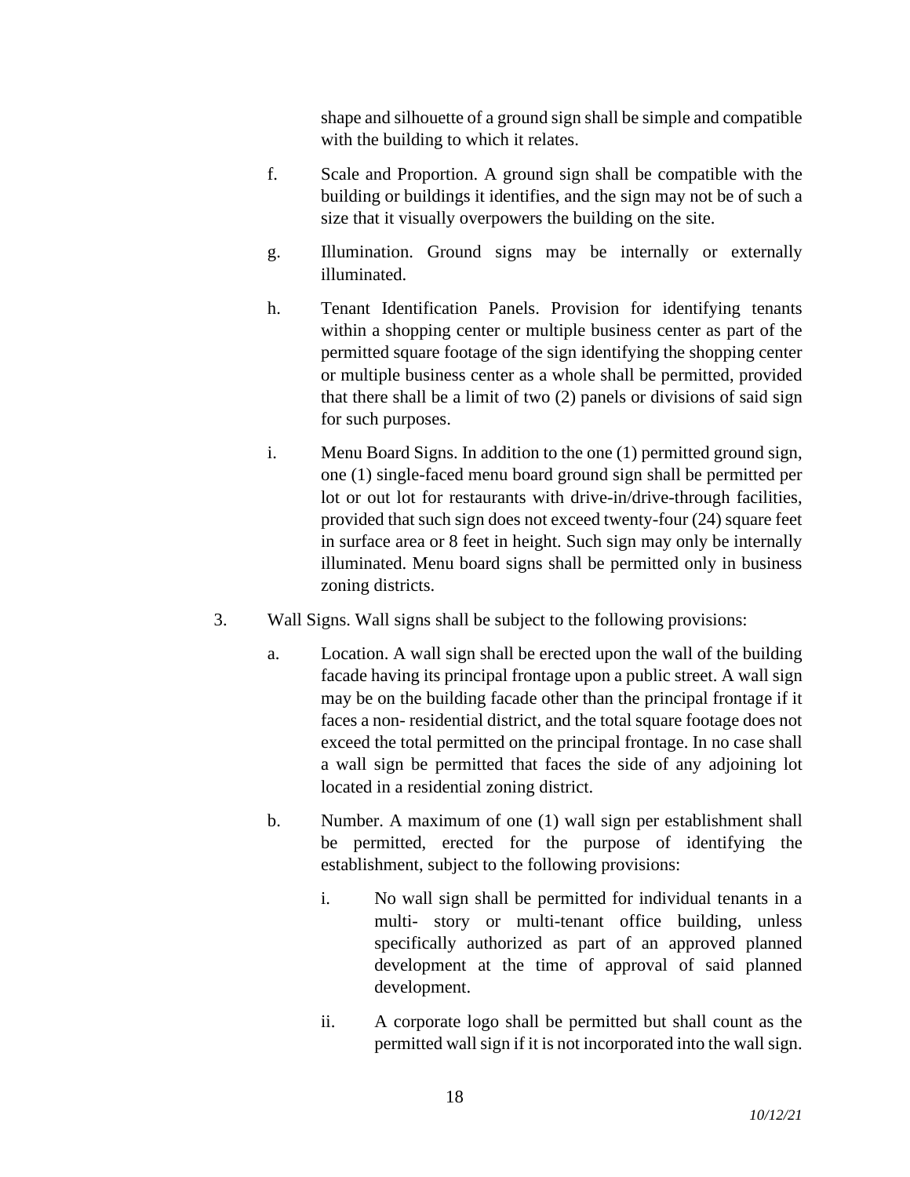shape and silhouette of a ground sign shall be simple and compatible with the building to which it relates.

f. Scale and Proportion. A ground sign shall be compatible with the building or buildings it identifies, and the sign may not be of such a size that it visually overpowers the building on the site.

g. Illumination. Ground signs may be internally or externally illuminated.

h. Tenant Identification Panels. Provision for identifying tenants within a shopping center or multiple business center as part of the permitted square footage of the sign identifying the shopping center or multiple business center as a whole shall be permitted, provided that there shall be a limit of two (2) panels or divisions of said sign for such purposes.

i. Menu Board Signs. In addition to the one (1) permitted ground sign, one (1) single-faced menu board ground sign shall be permitted per lot or out lot for restaurants with drive-in/drive-through facilities, provided that such sign does not exceed twenty-four (24) square feet in surface area or 8 feet in height. Such sign may only be internally illuminated. Menu board signs shall be permitted only in business zoning districts.

3. Wall Signs. Wall signs shall be subject to the following provisions:

   a. Location. A wall sign shall be erected upon the wall of the building facade having its principal frontage upon a public street. A wall sign may be on the building facade other than the principal frontage if it faces a non- residential district, and the total square footage does not exceed the total permitted on the principal frontage. In no case shall a wall sign be permitted that faces the side of any adjoining lot located in a residential zoning district.

   b. Number. A maximum of one (1) wall sign per establishment shall be permitted, erected for the purpose of identifying the establishment, subject to the following provisions:

      i. No wall sign shall be permitted for individual tenants in a multi- story or multi-tenant office building, unless specifically authorized as part of an approved planned development at the time of approval of said planned development.

      ii. A corporate logo shall be permitted but shall count as the permitted wall sign if it is not incorporated into the wall sign.

*10/12/21*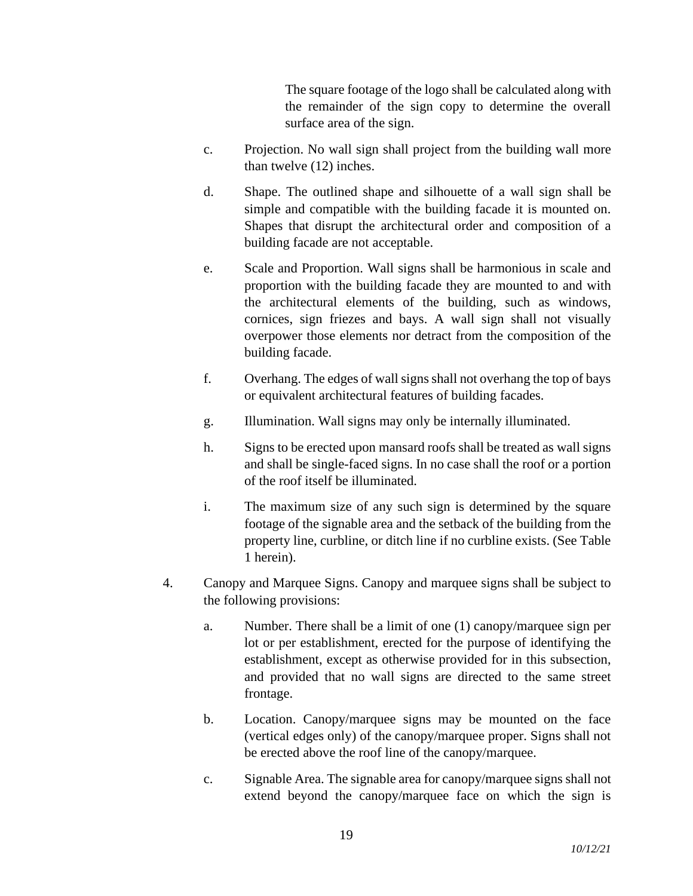The square footage of the logo shall be calculated along with the remainder of the sign copy to determine the overall surface area of the sign.

c. Projection. No wall sign shall project from the building wall more than twelve (12) inches.

d. Shape. The outlined shape and silhouette of a wall sign shall be simple and compatible with the building facade it is mounted on. Shapes that disrupt the architectural order and composition of a building facade are not acceptable.

e. Scale and Proportion. Wall signs shall be harmonious in scale and proportion with the building facade they are mounted to and with the architectural elements of the building, such as windows, cornices, sign friezes and bays. A wall sign shall not visually overpower those elements nor detract from the composition of the building facade.

f. Overhang. The edges of wall signs shall not overhang the top of bays or equivalent architectural features of building facades.

g. Illumination. Wall signs may only be internally illuminated.

h. Signs to be erected upon mansard roofs shall be treated as wall signs and shall be single-faced signs. In no case shall the roof or a portion of the roof itself be illuminated.

i. The maximum size of any such sign is determined by the square footage of the signable area and the setback of the building from the property line, curbline, or ditch line if no curbline exists. (See Table 1 herein).

4. Canopy and Marquee Signs. Canopy and marquee signs shall be subject to the following provisions:

   a. Number. There shall be a limit of one (1) canopy/marquee sign per lot or per establishment, erected for the purpose of identifying the establishment, except as otherwise provided for in this subsection, and provided that no wall signs are directed to the same street frontage.

   b. Location. Canopy/marquee signs may be mounted on the face (vertical edges only) of the canopy/marquee proper. Signs shall not be erected above the roof line of the canopy/marquee.

   c. Signable Area. The signable area for canopy/marquee signs shall not extend beyond the canopy/marquee face on which the sign is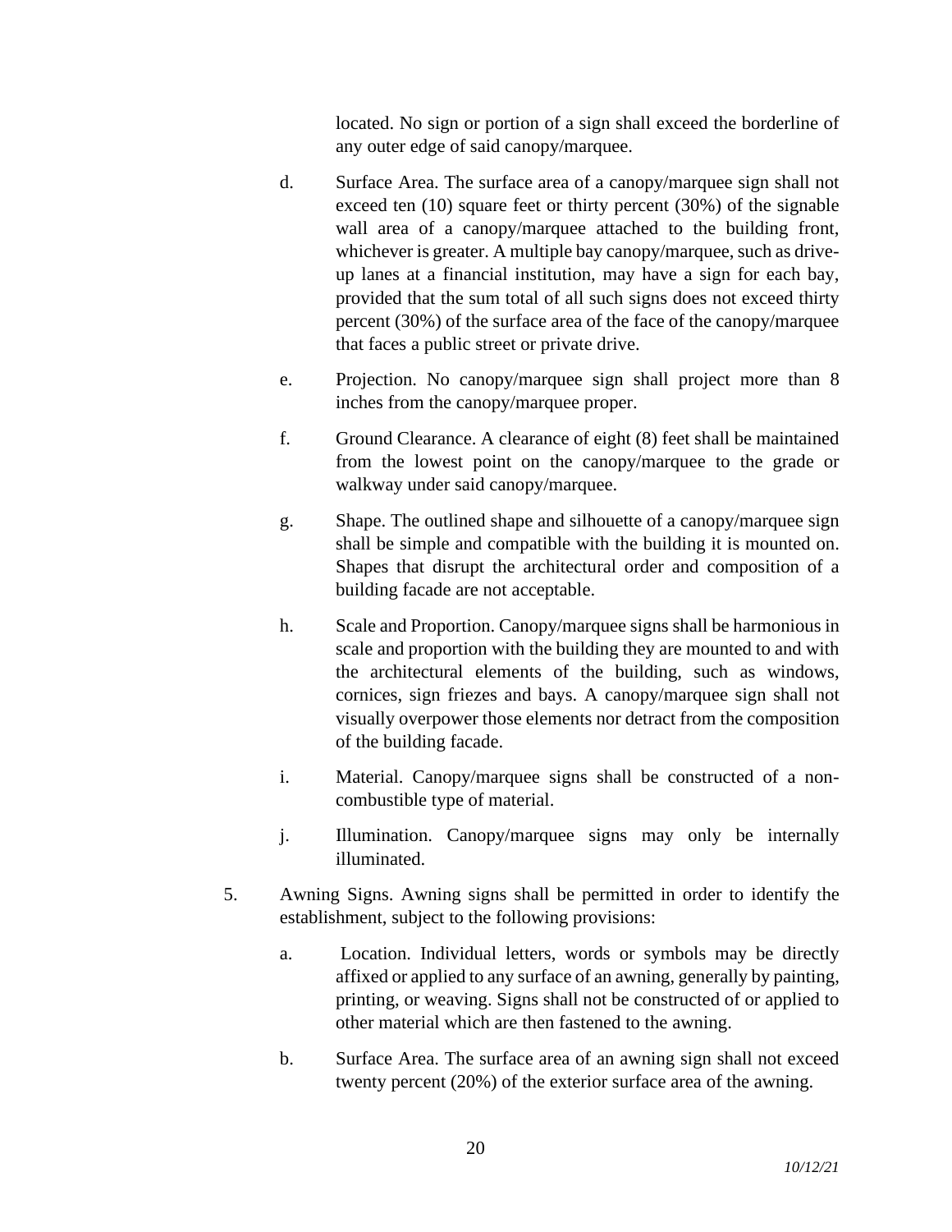located. No sign or portion of a sign shall exceed the borderline of any outer edge of said canopy/marquee.

d. Surface Area. The surface area of a canopy/marquee sign shall not exceed ten (10) square feet or thirty percent (30%) of the signable wall area of a canopy/marquee attached to the building front, whichever is greater. A multiple bay canopy/marquee, such as drive-up lanes at a financial institution, may have a sign for each bay, provided that the sum total of all such signs does not exceed thirty percent (30%) of the surface area of the face of the canopy/marquee that faces a public street or private drive.

e. Projection. No canopy/marquee sign shall project more than 8 inches from the canopy/marquee proper.

f. Ground Clearance. A clearance of eight (8) feet shall be maintained from the lowest point on the canopy/marquee to the grade or walkway under said canopy/marquee.

g. Shape. The outlined shape and silhouette of a canopy/marquee sign shall be simple and compatible with the building it is mounted on. Shapes that disrupt the architectural order and composition of a building facade are not acceptable.

h. Scale and Proportion. Canopy/marquee signs shall be harmonious in scale and proportion with the building they are mounted to and with the architectural elements of the building, such as windows, cornices, sign friezes and bays. A canopy/marquee sign shall not visually overpower those elements nor detract from the composition of the building facade.

i. Material. Canopy/marquee signs shall be constructed of a non-combustible type of material.

j. Illumination. Canopy/marquee signs may only be internally illuminated.

5. Awning Signs. Awning signs shall be permitted in order to identify the establishment, subject to the following provisions:

a. Location. Individual letters, words or symbols may be directly affixed or applied to any surface of an awning, generally by painting, printing, or weaving. Signs shall not be constructed of or applied to other material which are then fastened to the awning.

b. Surface Area. The surface area of an awning sign shall not exceed twenty percent (20%) of the exterior surface area of the awning.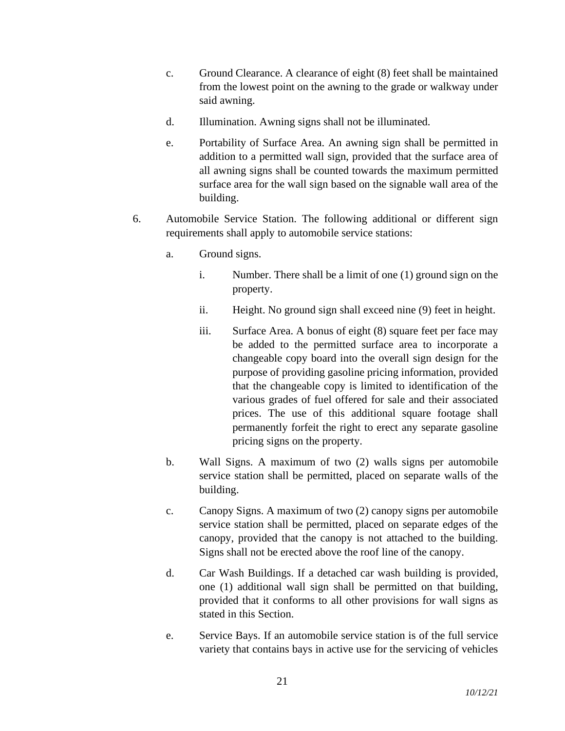c. Ground Clearance. A clearance of eight (8) feet shall be maintained from the lowest point on the awning to the grade or walkway under said awning.

d. Illumination. Awning signs shall not be illuminated.

e. Portability of Surface Area. An awning sign shall be permitted in addition to a permitted wall sign, provided that the surface area of all awning signs shall be counted towards the maximum permitted surface area for the wall sign based on the signable wall area of the building.

6. Automobile Service Station. The following additional or different sign requirements shall apply to automobile service stations:

   a. Ground signs.

      i. Number. There shall be a limit of one (1) ground sign on the property.

      ii. Height. No ground sign shall exceed nine (9) feet in height.

      iii. Surface Area. A bonus of eight (8) square feet per face may be added to the permitted surface area to incorporate a changeable copy board into the overall sign design for the purpose of providing gasoline pricing information, provided that the changeable copy is limited to identification of the various grades of fuel offered for sale and their associated prices. The use of this additional square footage shall permanently forfeit the right to erect any separate gasoline pricing signs on the property.

   b. Wall Signs. A maximum of two (2) walls signs per automobile service station shall be permitted, placed on separate walls of the building.

   c. Canopy Signs. A maximum of two (2) canopy signs per automobile service station shall be permitted, placed on separate edges of the canopy, provided that the canopy is not attached to the building. Signs shall not be erected above the roof line of the canopy.

   d. Car Wash Buildings. If a detached car wash building is provided, one (1) additional wall sign shall be permitted on that building, provided that it conforms to all other provisions for wall signs as stated in this Section.

   e. Service Bays. If an automobile service station is of the full service variety that contains bays in active use for the servicing of vehicles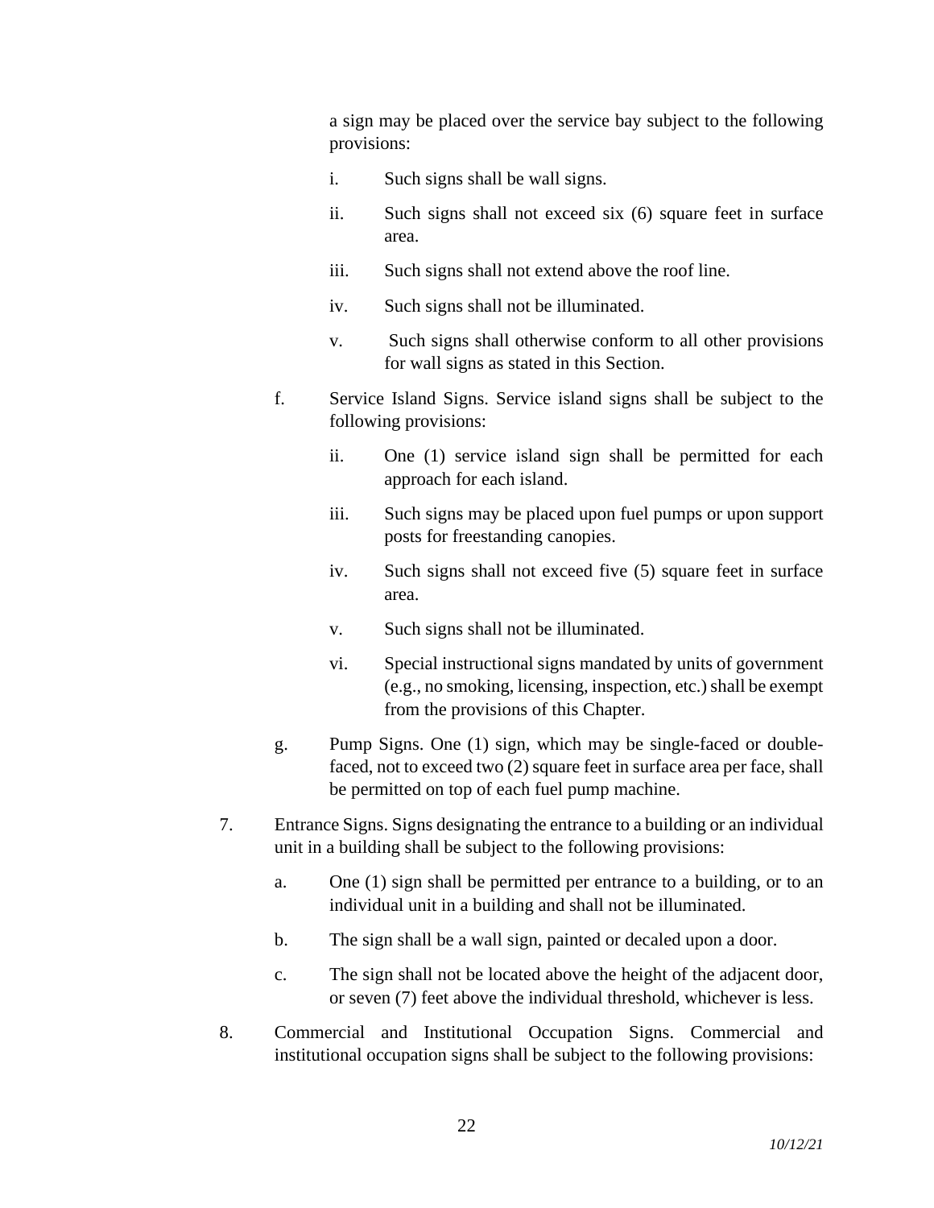a sign may be placed over the service bay subject to the following provisions:

   i. Such signs shall be wall signs.

   ii. Such signs shall not exceed six (6) square feet in surface area.

   iii. Such signs shall not extend above the roof line.

   iv. Such signs shall not be illuminated.

   v. Such signs shall otherwise conform to all other provisions for wall signs as stated in this Section.

f. Service Island Signs. Service island signs shall be subject to the following provisions:

   ii. One (1) service island sign shall be permitted for each approach for each island.

   iii. Such signs may be placed upon fuel pumps or upon support posts for freestanding canopies.

   iv. Such signs shall not exceed five (5) square feet in surface area.

   v. Such signs shall not be illuminated.

   vi. Special instructional signs mandated by units of government (e.g., no smoking, licensing, inspection, etc.) shall be exempt from the provisions of this Chapter.

g. Pump Signs. One (1) sign, which may be single-faced or double-faced, not to exceed two (2) square feet in surface area per face, shall be permitted on top of each fuel pump machine.

7. Entrance Signs. Signs designating the entrance to a building or an individual unit in a building shall be subject to the following provisions:

   a. One (1) sign shall be permitted per entrance to a building, or to an individual unit in a building and shall not be illuminated.

   b. The sign shall be a wall sign, painted or decaled upon a door.

   c. The sign shall not be located above the height of the adjacent door, or seven (7) feet above the individual threshold, whichever is less.

8. Commercial and Institutional Occupation Signs. Commercial and institutional occupation signs shall be subject to the following provisions: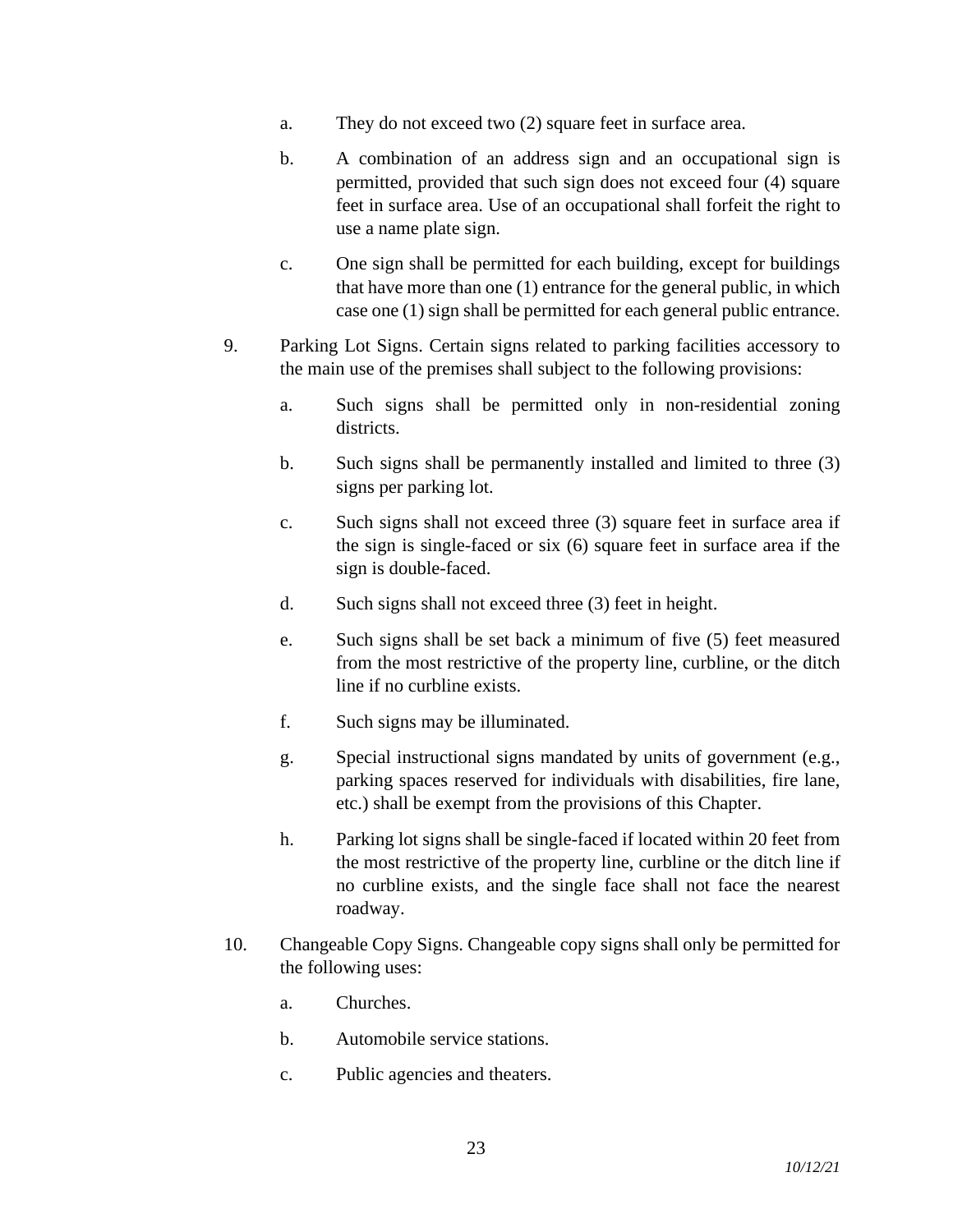a. They do not exceed two (2) square feet in surface area.

b. A combination of an address sign and an occupational sign is permitted, provided that such sign does not exceed four (4) square feet in surface area. Use of an occupational shall forfeit the right to use a name plate sign.

c. One sign shall be permitted for each building, except for buildings that have more than one (1) entrance for the general public, in which case one (1) sign shall be permitted for each general public entrance.

9. Parking Lot Signs. Certain signs related to parking facilities accessory to the main use of the premises shall subject to the following provisions:

   a. Such signs shall be permitted only in non-residential zoning districts.

   b. Such signs shall be permanently installed and limited to three (3) signs per parking lot.

   c. Such signs shall not exceed three (3) square feet in surface area if the sign is single-faced or six (6) square feet in surface area if the sign is double-faced.

   d. Such signs shall not exceed three (3) feet in height.

   e. Such signs shall be set back a minimum of five (5) feet measured from the most restrictive of the property line, curbline, or the ditch line if no curbline exists.

   f. Such signs may be illuminated.

   g. Special instructional signs mandated by units of government (e.g., parking spaces reserved for individuals with disabilities, fire lane, etc.) shall be exempt from the provisions of this Chapter.

   h. Parking lot signs shall be single-faced if located within 20 feet from the most restrictive of the property line, curbline or the ditch line if no curbline exists, and the single face shall not face the nearest roadway.

10. Changeable Copy Signs. Changeable copy signs shall only be permitted for the following uses:

   a. Churches.

   b. Automobile service stations.

   c. Public agencies and theaters.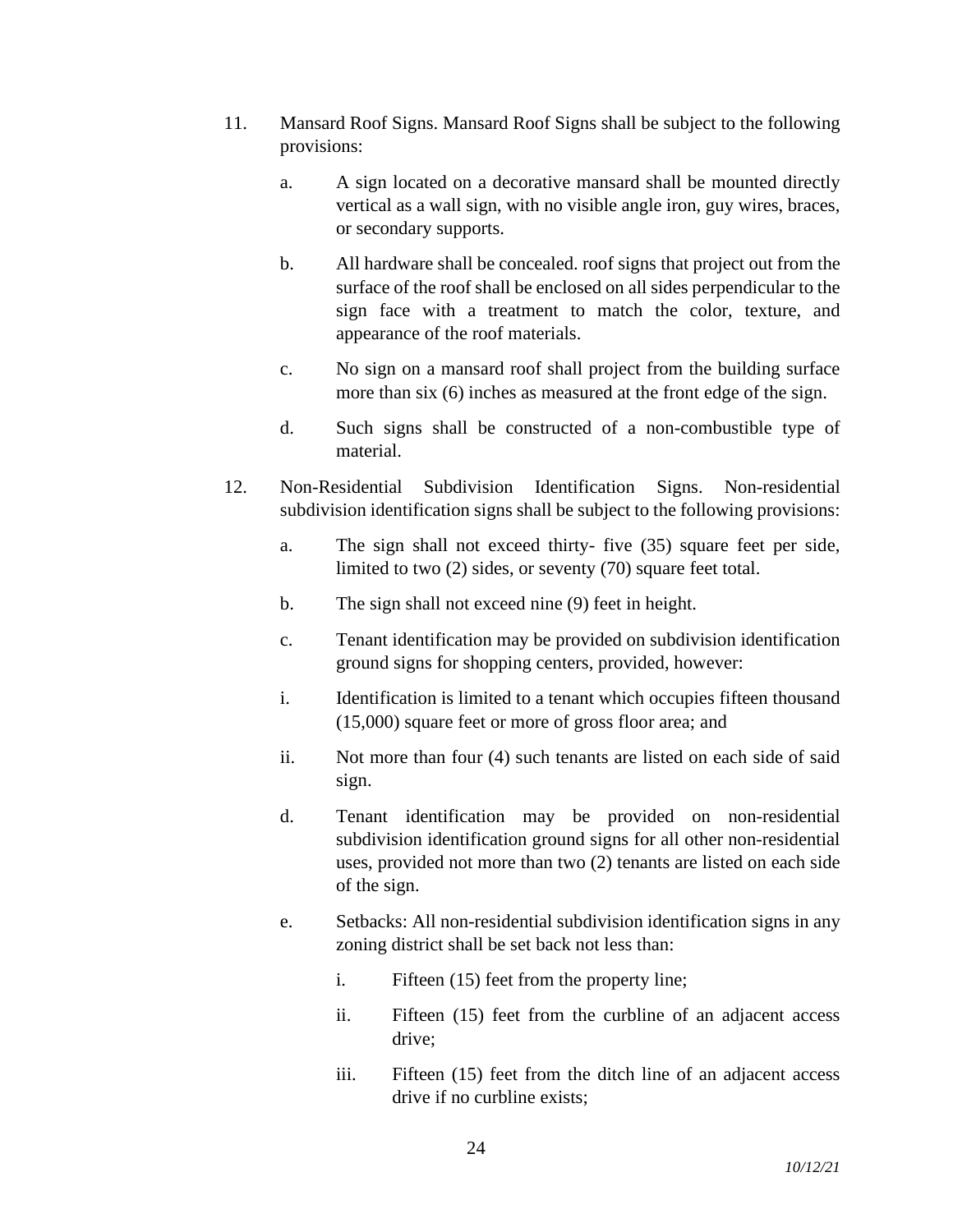11. Mansard Roof Signs. Mansard Roof Signs shall be subject to the following provisions:

    a. A sign located on a decorative mansard shall be mounted directly vertical as a wall sign, with no visible angle iron, guy wires, braces, or secondary supports.

    b. All hardware shall be concealed. roof signs that project out from the surface of the roof shall be enclosed on all sides perpendicular to the sign face with a treatment to match the color, texture, and appearance of the roof materials.

    c. No sign on a mansard roof shall project from the building surface more than six (6) inches as measured at the front edge of the sign.

    d. Such signs shall be constructed of a non-combustible type of material.

12. Non-Residential Subdivision Identification Signs. Non-residential subdivision identification signs shall be subject to the following provisions:

    a. The sign shall not exceed thirty- five (35) square feet per side, limited to two (2) sides, or seventy (70) square feet total.

    b. The sign shall not exceed nine (9) feet in height.

    c. Tenant identification may be provided on subdivision identification ground signs for shopping centers, provided, however:

    i. Identification is limited to a tenant which occupies fifteen thousand (15,000) square feet or more of gross floor area; and

    ii. Not more than four (4) such tenants are listed on each side of said sign.

    d. Tenant identification may be provided on non-residential subdivision identification ground signs for all other non-residential uses, provided not more than two (2) tenants are listed on each side of the sign.

    e. Setbacks: All non-residential subdivision identification signs in any zoning district shall be set back not less than:

        i. Fifteen (15) feet from the property line;

        ii. Fifteen (15) feet from the curbline of an adjacent access drive;

        iii. Fifteen (15) feet from the ditch line of an adjacent access drive if no curbline exists;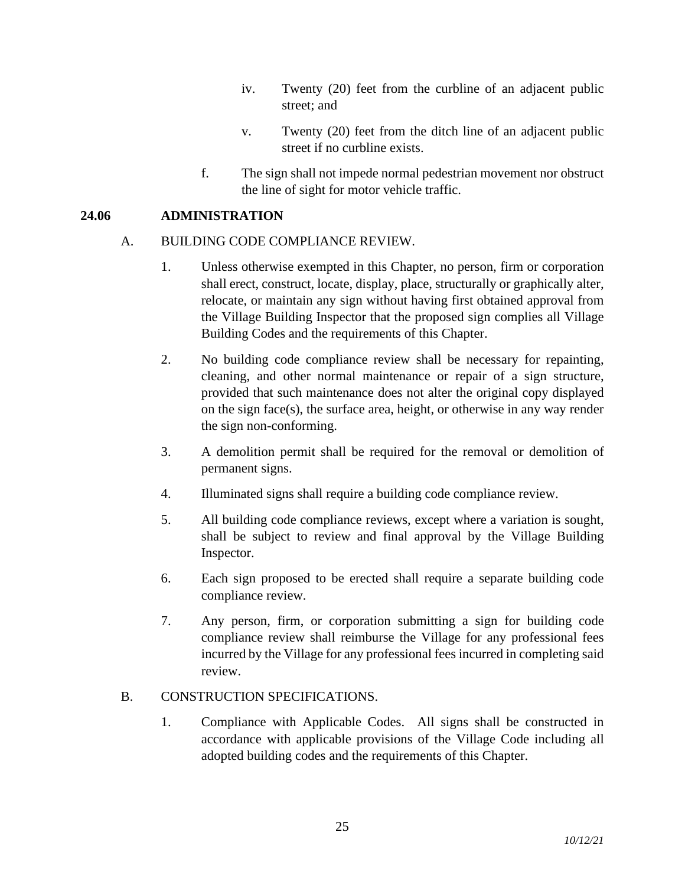iv. Twenty (20) feet from the curbline of an adjacent public street; and

v. Twenty (20) feet from the ditch line of an adjacent public street if no curbline exists.

f. The sign shall not impede normal pedestrian movement nor obstruct the line of sight for motor vehicle traffic.

## 24.06 ADMINISTRATION

A. BUILDING CODE COMPLIANCE REVIEW.

1. Unless otherwise exempted in this Chapter, no person, firm or corporation shall erect, construct, locate, display, place, structurally or graphically alter, relocate, or maintain any sign without having first obtained approval from the Village Building Inspector that the proposed sign complies all Village Building Codes and the requirements of this Chapter.

2. No building code compliance review shall be necessary for repainting, cleaning, and other normal maintenance or repair of a sign structure, provided that such maintenance does not alter the original copy displayed on the sign face(s), the surface area, height, or otherwise in any way render the sign non-conforming.

3. A demolition permit shall be required for the removal or demolition of permanent signs.

4. Illuminated signs shall require a building code compliance review.

5. All building code compliance reviews, except where a variation is sought, shall be subject to review and final approval by the Village Building Inspector.

6. Each sign proposed to be erected shall require a separate building code compliance review.

7. Any person, firm, or corporation submitting a sign for building code compliance review shall reimburse the Village for any professional fees incurred by the Village for any professional fees incurred in completing said review.

B. CONSTRUCTION SPECIFICATIONS.

1. Compliance with Applicable Codes. All signs shall be constructed in accordance with applicable provisions of the Village Code including all adopted building codes and the requirements of this Chapter.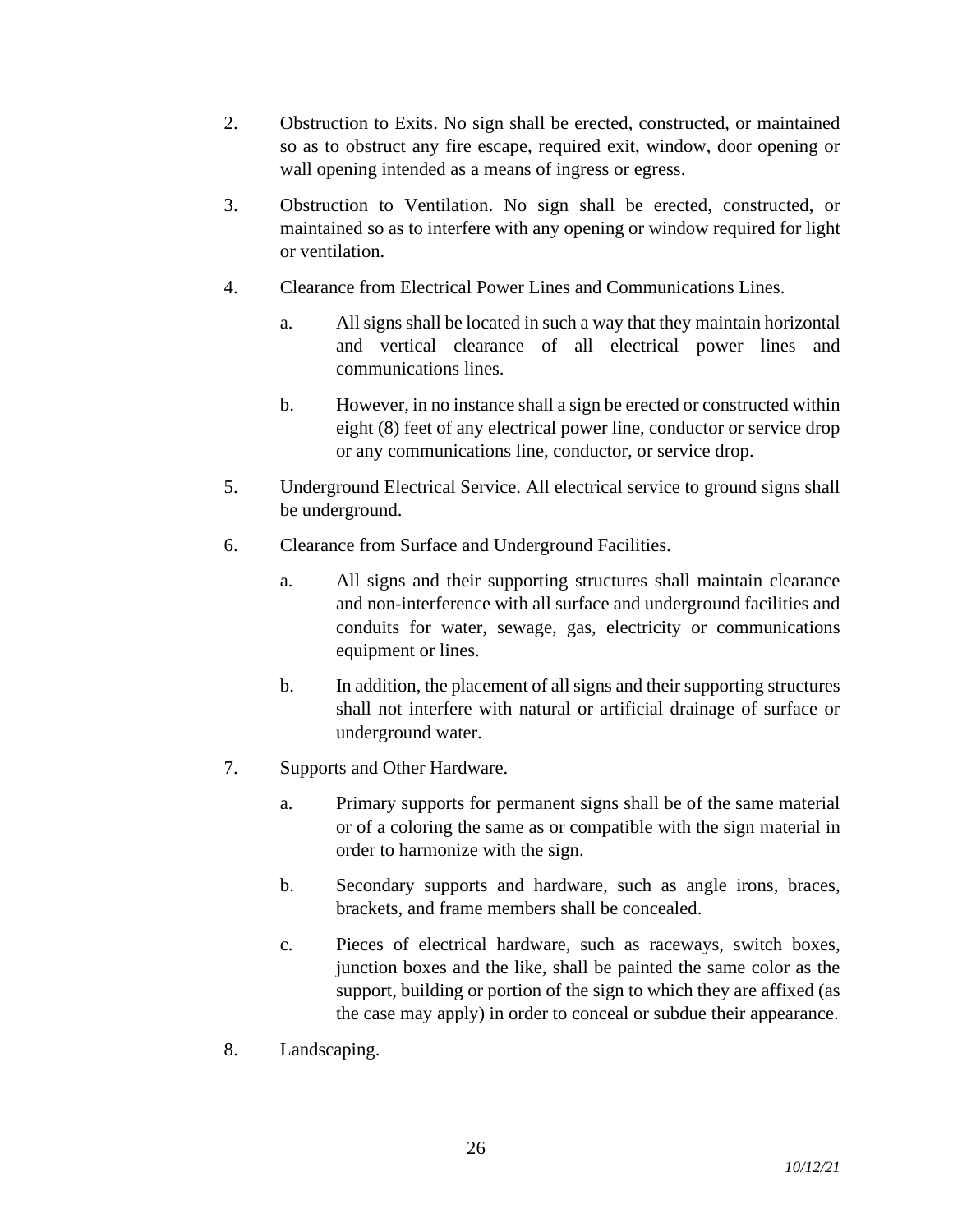2. Obstruction to Exits. No sign shall be erected, constructed, or maintained so as to obstruct any fire escape, required exit, window, door opening or wall opening intended as a means of ingress or egress.

3. Obstruction to Ventilation. No sign shall be erected, constructed, or maintained so as to interfere with any opening or window required for light or ventilation.

4. Clearance from Electrical Power Lines and Communications Lines.

   a. All signs shall be located in such a way that they maintain horizontal and vertical clearance of all electrical power lines and communications lines.

   b. However, in no instance shall a sign be erected or constructed within eight (8) feet of any electrical power line, conductor or service drop or any communications line, conductor, or service drop.

5. Underground Electrical Service. All electrical service to ground signs shall be underground.

6. Clearance from Surface and Underground Facilities.

   a. All signs and their supporting structures shall maintain clearance and non-interference with all surface and underground facilities and conduits for water, sewage, gas, electricity or communications equipment or lines.

   b. In addition, the placement of all signs and their supporting structures shall not interfere with natural or artificial drainage of surface or underground water.

7. Supports and Other Hardware.

   a. Primary supports for permanent signs shall be of the same material or of a coloring the same as or compatible with the sign material in order to harmonize with the sign.

   b. Secondary supports and hardware, such as angle irons, braces, brackets, and frame members shall be concealed.

   c. Pieces of electrical hardware, such as raceways, switch boxes, junction boxes and the like, shall be painted the same color as the support, building or portion of the sign to which they are affixed (as the case may apply) in order to conceal or subdue their appearance.

8. Landscaping.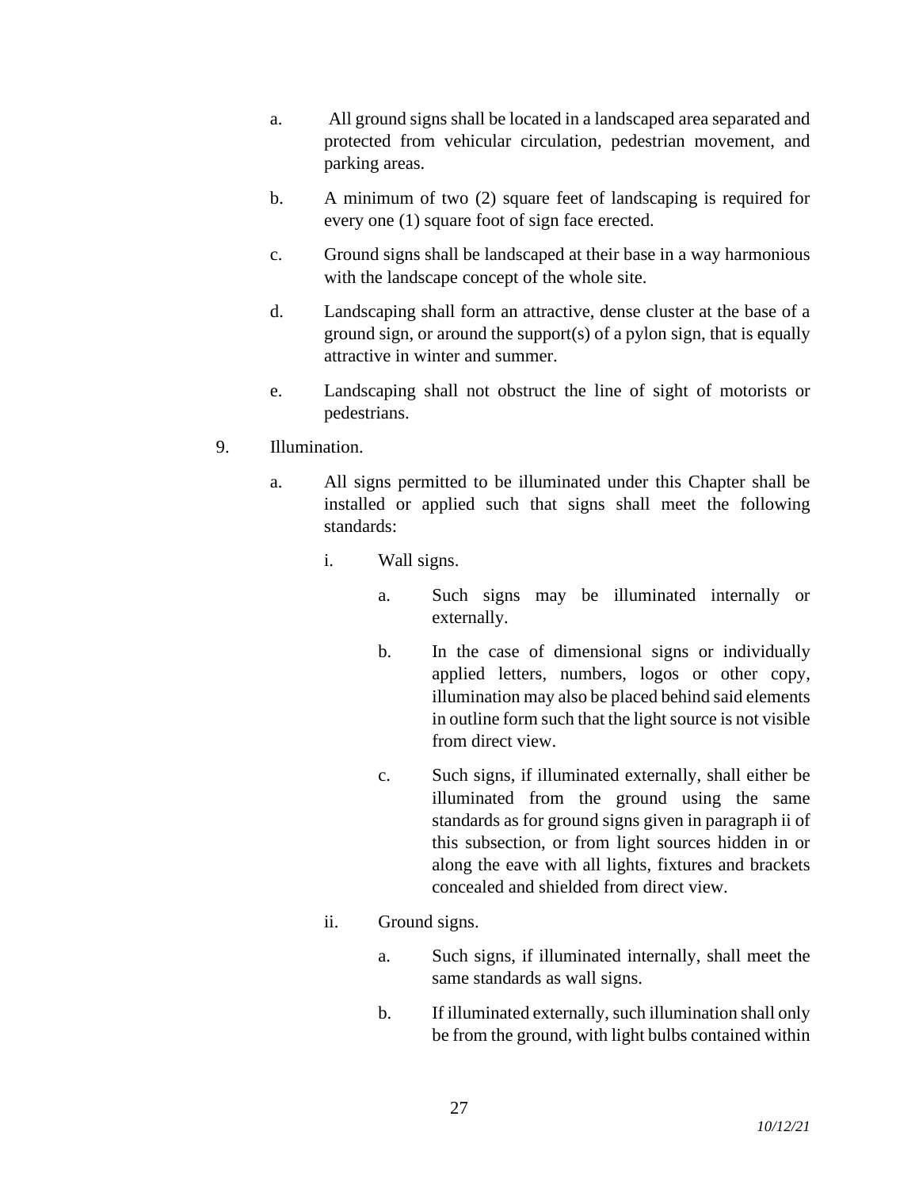a. All ground signs shall be located in a landscaped area separated and protected from vehicular circulation, pedestrian movement, and parking areas.

b. A minimum of two (2) square feet of landscaping is required for every one (1) square foot of sign face erected.

c. Ground signs shall be landscaped at their base in a way harmonious with the landscape concept of the whole site.

d. Landscaping shall form an attractive, dense cluster at the base of a ground sign, or around the support(s) of a pylon sign, that is equally attractive in winter and summer.

e. Landscaping shall not obstruct the line of sight of motorists or pedestrians.

9. Illumination.

   a. All signs permitted to be illuminated under this Chapter shall be installed or applied such that signs shall meet the following standards:

      i. Wall signs.

         a. Such signs may be illuminated internally or externally.

         b. In the case of dimensional signs or individually applied letters, numbers, logos or other copy, illumination may also be placed behind said elements in outline form such that the light source is not visible from direct view.

         c. Such signs, if illuminated externally, shall either be illuminated from the ground using the same standards as for ground signs given in paragraph ii of this subsection, or from light sources hidden in or along the eave with all lights, fixtures and brackets concealed and shielded from direct view.

      ii. Ground signs.

         a. Such signs, if illuminated internally, shall meet the same standards as wall signs.

         b. If illuminated externally, such illumination shall only be from the ground, with light bulbs contained within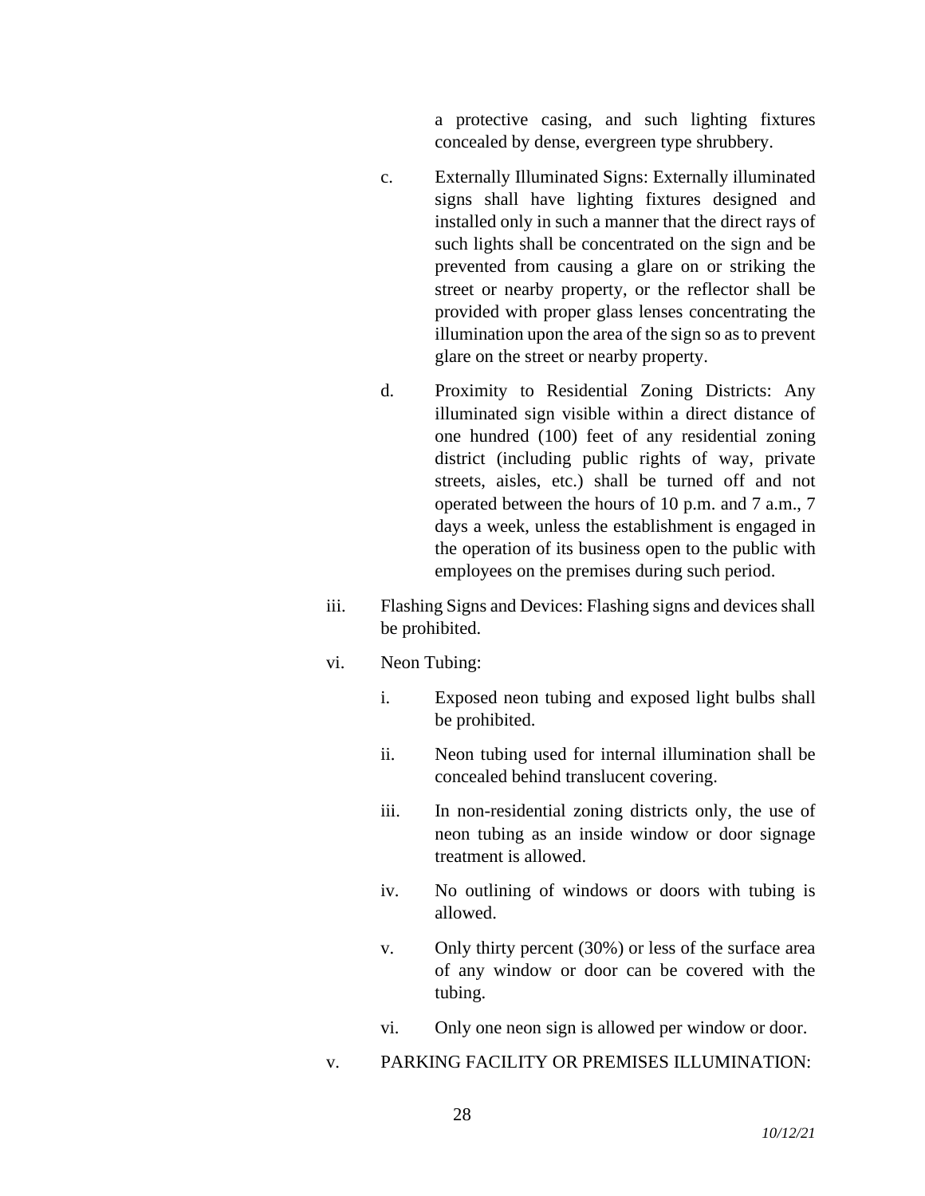a protective casing, and such lighting fixtures concealed by dense, evergreen type shrubbery.

c. Externally Illuminated Signs: Externally illuminated signs shall have lighting fixtures designed and installed only in such a manner that the direct rays of such lights shall be concentrated on the sign and be prevented from causing a glare on or striking the street or nearby property, or the reflector shall be provided with proper glass lenses concentrating the illumination upon the area of the sign so as to prevent glare on the street or nearby property.

d. Proximity to Residential Zoning Districts: Any illuminated sign visible within a direct distance of one hundred (100) feet of any residential zoning district (including public rights of way, private streets, aisles, etc.) shall be turned off and not operated between the hours of 10 p.m. and 7 a.m., 7 days a week, unless the establishment is engaged in the operation of its business open to the public with employees on the premises during such period.

iii. Flashing Signs and Devices: Flashing signs and devices shall be prohibited.

vi. Neon Tubing:

i. Exposed neon tubing and exposed light bulbs shall be prohibited.

ii. Neon tubing used for internal illumination shall be concealed behind translucent covering.

iii. In non-residential zoning districts only, the use of neon tubing as an inside window or door signage treatment is allowed.

iv. No outlining of windows or doors with tubing is allowed.

v. Only thirty percent (30%) or less of the surface area of any window or door can be covered with the tubing.

vi. Only one neon sign is allowed per window or door.

v. PARKING FACILITY OR PREMISES ILLUMINATION:

*10/12/21*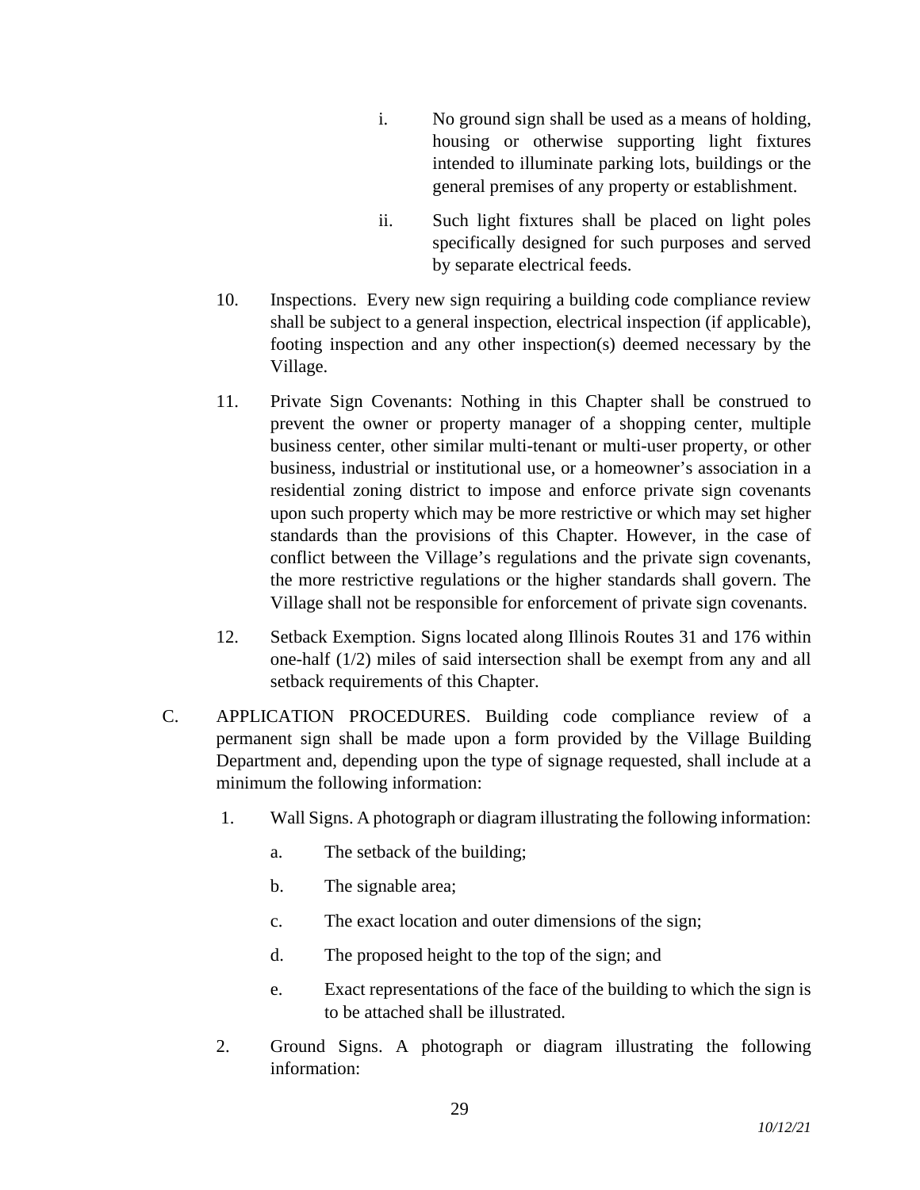i. No ground sign shall be used as a means of holding, housing or otherwise supporting light fixtures intended to illuminate parking lots, buildings or the general premises of any property or establishment.

ii. Such light fixtures shall be placed on light poles specifically designed for such purposes and served by separate electrical feeds.

10. Inspections. Every new sign requiring a building code compliance review shall be subject to a general inspection, electrical inspection (if applicable), footing inspection and any other inspection(s) deemed necessary by the Village.

11. Private Sign Covenants: Nothing in this Chapter shall be construed to prevent the owner or property manager of a shopping center, multiple business center, other similar multi-tenant or multi-user property, or other business, industrial or institutional use, or a homeowner's association in a residential zoning district to impose and enforce private sign covenants upon such property which may be more restrictive or which may set higher standards than the provisions of this Chapter. However, in the case of conflict between the Village's regulations and the private sign covenants, the more restrictive regulations or the higher standards shall govern. The Village shall not be responsible for enforcement of private sign covenants.

12. Setback Exemption. Signs located along Illinois Routes 31 and 176 within one-half (1/2) miles of said intersection shall be exempt from any and all setback requirements of this Chapter.

C. APPLICATION PROCEDURES. Building code compliance review of a permanent sign shall be made upon a form provided by the Village Building Department and, depending upon the type of signage requested, shall include at a minimum the following information:

1. Wall Signs. A photograph or diagram illustrating the following information:

   a. The setback of the building;

   b. The signable area;

   c. The exact location and outer dimensions of the sign;

   d. The proposed height to the top of the sign; and

   e. Exact representations of the face of the building to which the sign is to be attached shall be illustrated.

2. Ground Signs. A photograph or diagram illustrating the following information: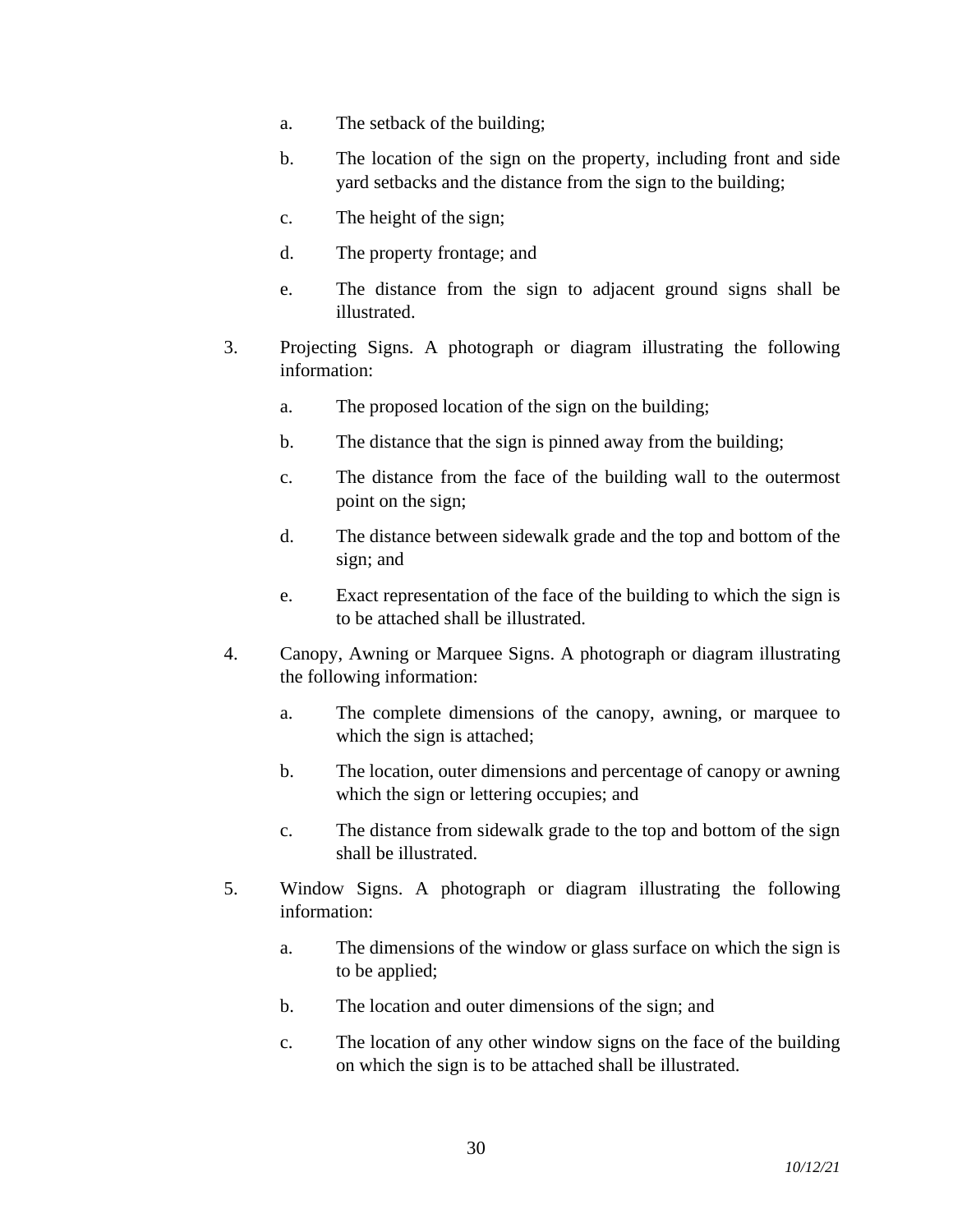a. The setback of the building;

   b. The location of the sign on the property, including front and side yard setbacks and the distance from the sign to the building;

   c. The height of the sign;

   d. The property frontage; and

   e. The distance from the sign to adjacent ground signs shall be illustrated.

3. Projecting Signs. A photograph or diagram illustrating the following information:

   a. The proposed location of the sign on the building;

   b. The distance that the sign is pinned away from the building;

   c. The distance from the face of the building wall to the outermost point on the sign;

   d. The distance between sidewalk grade and the top and bottom of the sign; and

   e. Exact representation of the face of the building to which the sign is to be attached shall be illustrated.

4. Canopy, Awning or Marquee Signs. A photograph or diagram illustrating the following information:

   a. The complete dimensions of the canopy, awning, or marquee to which the sign is attached;

   b. The location, outer dimensions and percentage of canopy or awning which the sign or lettering occupies; and

   c. The distance from sidewalk grade to the top and bottom of the sign shall be illustrated.

5. Window Signs. A photograph or diagram illustrating the following information:

   a. The dimensions of the window or glass surface on which the sign is to be applied;

   b. The location and outer dimensions of the sign; and

   c. The location of any other window signs on the face of the building on which the sign is to be attached shall be illustrated.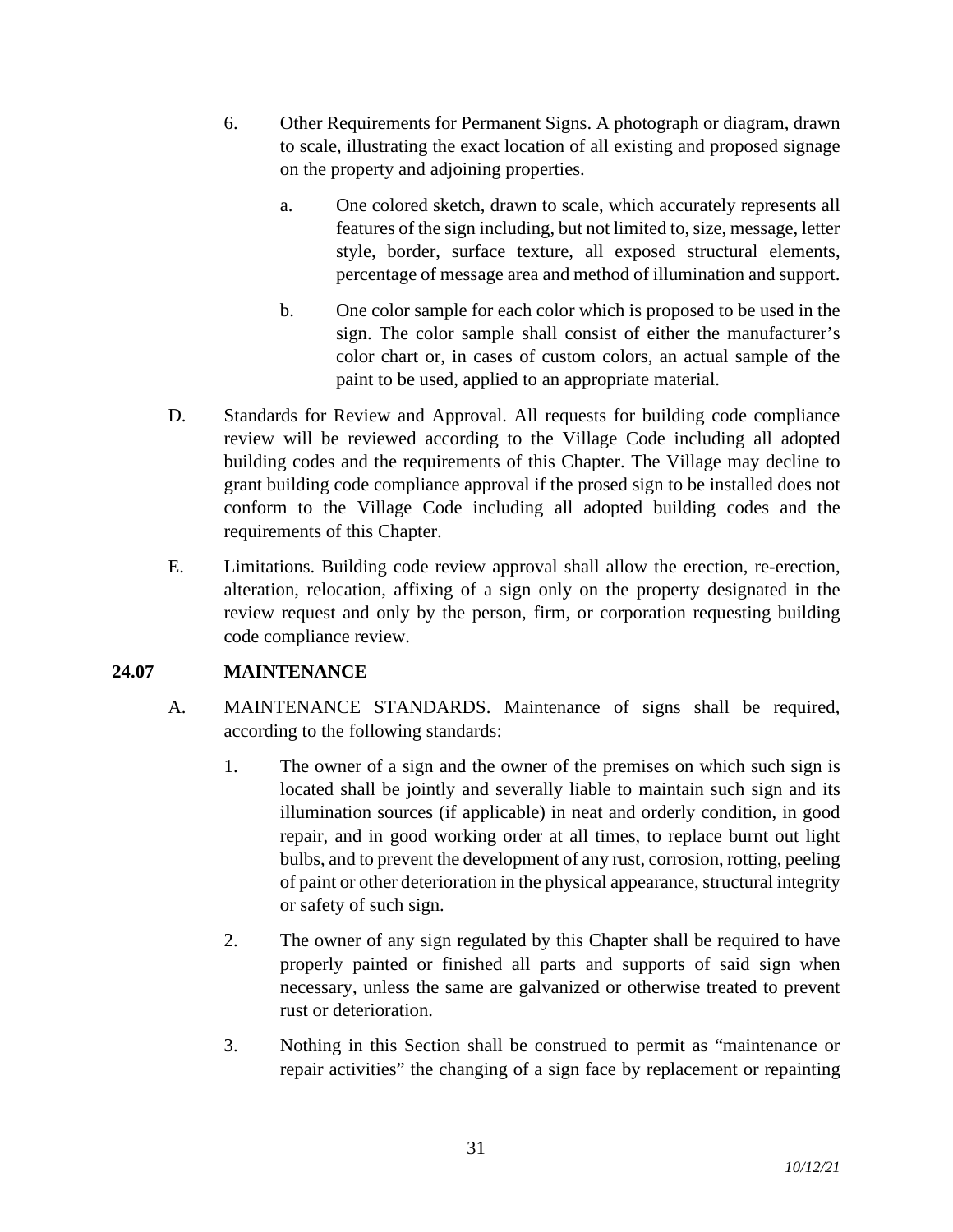6. Other Requirements for Permanent Signs. A photograph or diagram, drawn to scale, illustrating the exact location of all existing and proposed signage on the property and adjoining properties.

   a. One colored sketch, drawn to scale, which accurately represents all features of the sign including, but not limited to, size, message, letter style, border, surface texture, all exposed structural elements, percentage of message area and method of illumination and support.

   b. One color sample for each color which is proposed to be used in the sign. The color sample shall consist of either the manufacturer's color chart or, in cases of custom colors, an actual sample of the paint to be used, applied to an appropriate material.

D. Standards for Review and Approval. All requests for building code compliance review will be reviewed according to the Village Code including all adopted building codes and the requirements of this Chapter. The Village may decline to grant building code compliance approval if the prosed sign to be installed does not conform to the Village Code including all adopted building codes and the requirements of this Chapter.

E. Limitations. Building code review approval shall allow the erection, re-erection, alteration, relocation, affixing of a sign only on the property designated in the review request and only by the person, firm, or corporation requesting building code compliance review.

## 24.07 MAINTENANCE

A. MAINTENANCE STANDARDS. Maintenance of signs shall be required, according to the following standards:

1. The owner of a sign and the owner of the premises on which such sign is located shall be jointly and severally liable to maintain such sign and its illumination sources (if applicable) in neat and orderly condition, in good repair, and in good working order at all times, to replace burnt out light bulbs, and to prevent the development of any rust, corrosion, rotting, peeling of paint or other deterioration in the physical appearance, structural integrity or safety of such sign.

2. The owner of any sign regulated by this Chapter shall be required to have properly painted or finished all parts and supports of said sign when necessary, unless the same are galvanized or otherwise treated to prevent rust or deterioration.

3. Nothing in this Section shall be construed to permit as "maintenance or repair activities" the changing of a sign face by replacement or repainting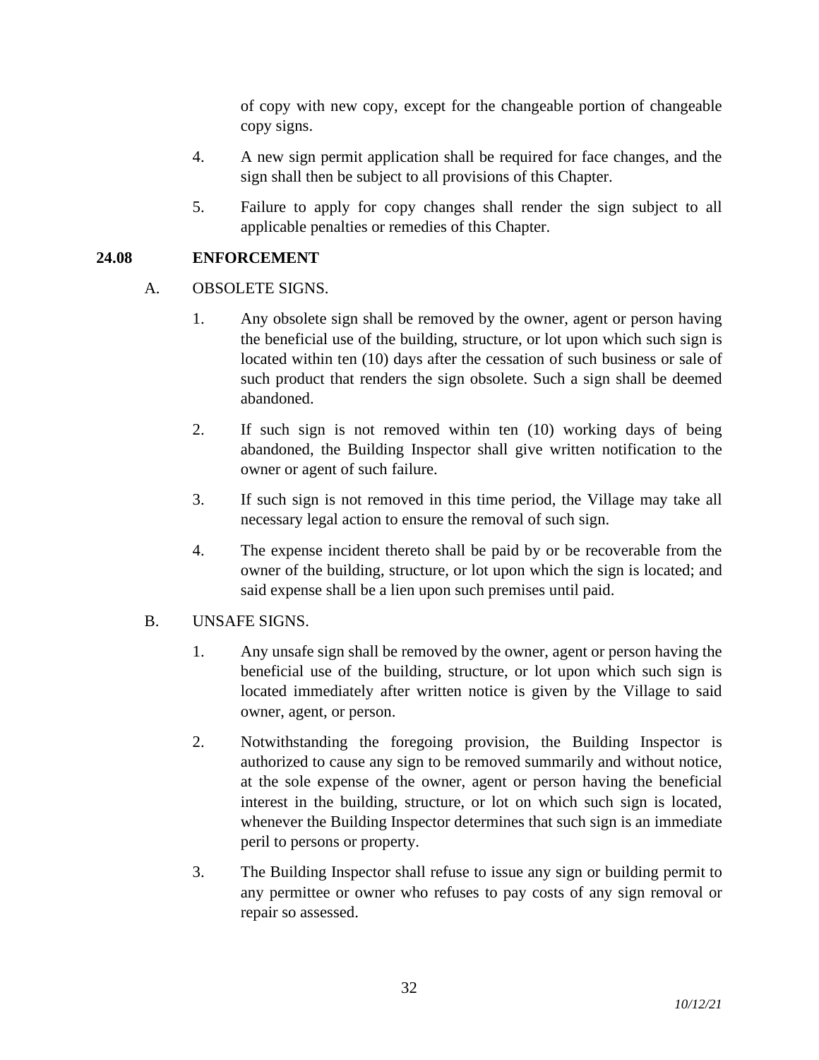of copy with new copy, except for the changeable portion of changeable copy signs.

4. A new sign permit application shall be required for face changes, and the sign shall then be subject to all provisions of this Chapter.

5. Failure to apply for copy changes shall render the sign subject to all applicable penalties or remedies of this Chapter.

## 24.08 ENFORCEMENT

A. OBSOLETE SIGNS.

1. Any obsolete sign shall be removed by the owner, agent or person having the beneficial use of the building, structure, or lot upon which such sign is located within ten (10) days after the cessation of such business or sale of such product that renders the sign obsolete. Such a sign shall be deemed abandoned.

2. If such sign is not removed within ten (10) working days of being abandoned, the Building Inspector shall give written notification to the owner or agent of such failure.

3. If such sign is not removed in this time period, the Village may take all necessary legal action to ensure the removal of such sign.

4. The expense incident thereto shall be paid by or be recoverable from the owner of the building, structure, or lot upon which the sign is located; and said expense shall be a lien upon such premises until paid.

B. UNSAFE SIGNS.

1. Any unsafe sign shall be removed by the owner, agent or person having the beneficial use of the building, structure, or lot upon which such sign is located immediately after written notice is given by the Village to said owner, agent, or person.

2. Notwithstanding the foregoing provision, the Building Inspector is authorized to cause any sign to be removed summarily and without notice, at the sole expense of the owner, agent or person having the beneficial interest in the building, structure, or lot on which such sign is located, whenever the Building Inspector determines that such sign is an immediate peril to persons or property.

3. The Building Inspector shall refuse to issue any sign or building permit to any permittee or owner who refuses to pay costs of any sign removal or repair so assessed.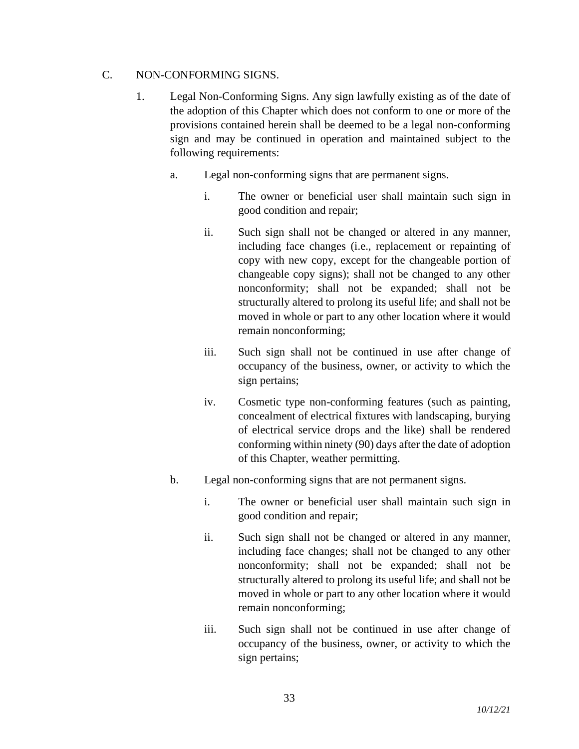C. NON-CONFORMING SIGNS.

1. Legal Non-Conforming Signs. Any sign lawfully existing as of the date of the adoption of this Chapter which does not conform to one or more of the provisions contained herein shall be deemed to be a legal non-conforming sign and may be continued in operation and maintained subject to the following requirements:

   a. Legal non-conforming signs that are permanent signs.

      i. The owner or beneficial user shall maintain such sign in good condition and repair;

      ii. Such sign shall not be changed or altered in any manner, including face changes (i.e., replacement or repainting of copy with new copy, except for the changeable portion of changeable copy signs); shall not be changed to any other nonconformity; shall not be expanded; shall not be structurally altered to prolong its useful life; and shall not be moved in whole or part to any other location where it would remain nonconforming;

      iii. Such sign shall not be continued in use after change of occupancy of the business, owner, or activity to which the sign pertains;

      iv. Cosmetic type non-conforming features (such as painting, concealment of electrical fixtures with landscaping, burying of electrical service drops and the like) shall be rendered conforming within ninety (90) days after the date of adoption of this Chapter, weather permitting.

   b. Legal non-conforming signs that are not permanent signs.

      i. The owner or beneficial user shall maintain such sign in good condition and repair;

      ii. Such sign shall not be changed or altered in any manner, including face changes; shall not be changed to any other nonconformity; shall not be expanded; shall not be structurally altered to prolong its useful life; and shall not be moved in whole or part to any other location where it would remain nonconforming;

      iii. Such sign shall not be continued in use after change of occupancy of the business, owner, or activity to which the sign pertains;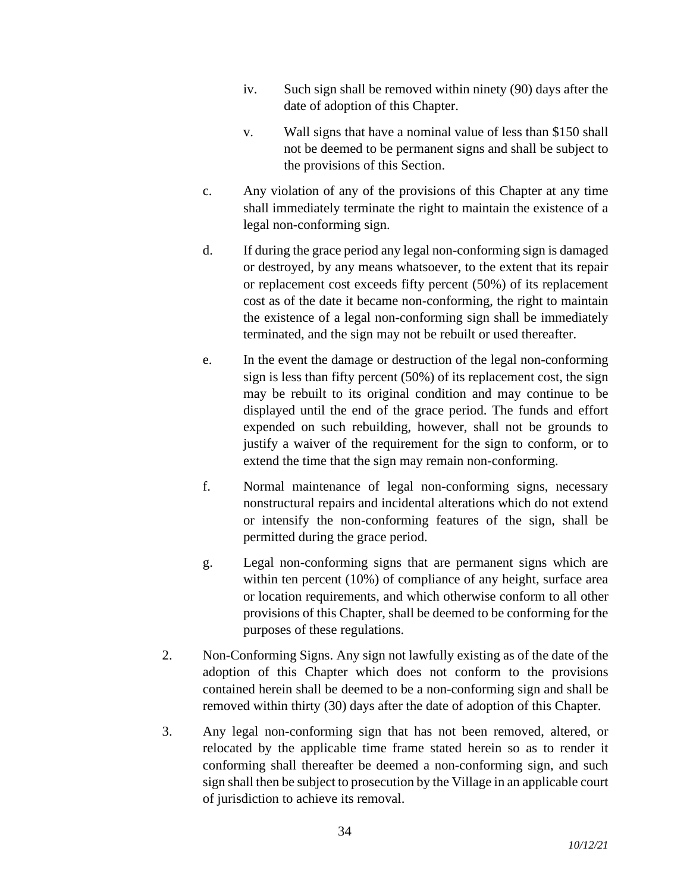iv. Such sign shall be removed within ninety (90) days after the date of adoption of this Chapter.

v. Wall signs that have a nominal value of less than $150 shall not be deemed to be permanent signs and shall be subject to the provisions of this Section.

c. Any violation of any of the provisions of this Chapter at any time shall immediately terminate the right to maintain the existence of a legal non-conforming sign.

d. If during the grace period any legal non-conforming sign is damaged or destroyed, by any means whatsoever, to the extent that its repair or replacement cost exceeds fifty percent (50%) of its replacement cost as of the date it became non-conforming, the right to maintain the existence of a legal non-conforming sign shall be immediately terminated, and the sign may not be rebuilt or used thereafter.

e. In the event the damage or destruction of the legal non-conforming sign is less than fifty percent (50%) of its replacement cost, the sign may be rebuilt to its original condition and may continue to be displayed until the end of the grace period. The funds and effort expended on such rebuilding, however, shall not be grounds to justify a waiver of the requirement for the sign to conform, or to extend the time that the sign may remain non-conforming.

f. Normal maintenance of legal non-conforming signs, necessary nonstructural repairs and incidental alterations which do not extend or intensify the non-conforming features of the sign, shall be permitted during the grace period.

g. Legal non-conforming signs that are permanent signs which are within ten percent (10%) of compliance of any height, surface area or location requirements, and which otherwise conform to all other provisions of this Chapter, shall be deemed to be conforming for the purposes of these regulations.

2. Non-Conforming Signs. Any sign not lawfully existing as of the date of the adoption of this Chapter which does not conform to the provisions contained herein shall be deemed to be a non-conforming sign and shall be removed within thirty (30) days after the date of adoption of this Chapter.

3. Any legal non-conforming sign that has not been removed, altered, or relocated by the applicable time frame stated herein so as to render it conforming shall thereafter be deemed a non-conforming sign, and such sign shall then be subject to prosecution by the Village in an applicable court of jurisdiction to achieve its removal.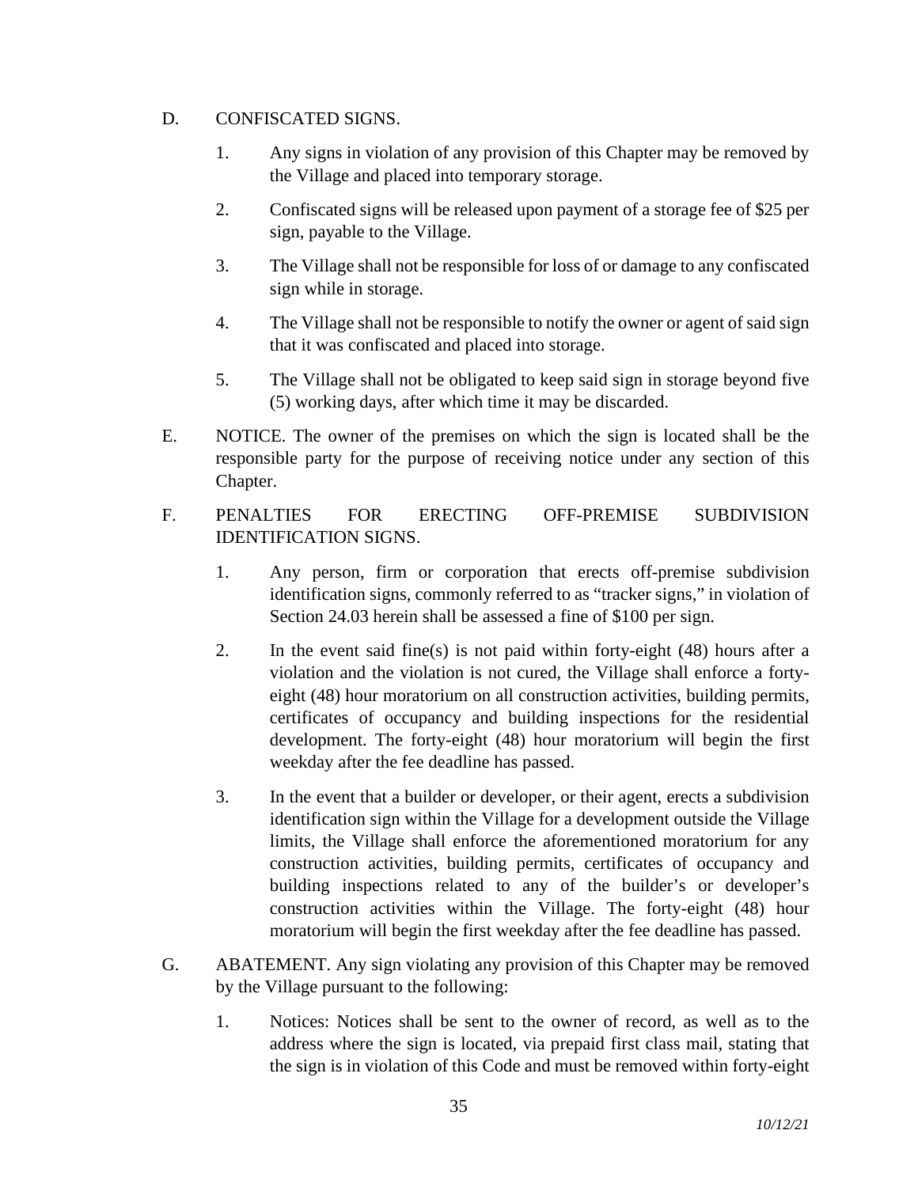D. CONFISCATED SIGNS.

1. Any signs in violation of any provision of this Chapter may be removed by the Village and placed into temporary storage.

2. Confiscated signs will be released upon payment of a storage fee of $25 per sign, payable to the Village.

3. The Village shall not be responsible for loss of or damage to any confiscated sign while in storage.

4. The Village shall not be responsible to notify the owner or agent of said sign that it was confiscated and placed into storage.

5. The Village shall not be obligated to keep said sign in storage beyond five (5) working days, after which time it may be discarded.

E. NOTICE. The owner of the premises on which the sign is located shall be the responsible party for the purpose of receiving notice under any section of this Chapter.

F. PENALTIES FOR ERECTING OFF-PREMISE SUBDIVISION IDENTIFICATION SIGNS.

1. Any person, firm or corporation that erects off-premise subdivision identification signs, commonly referred to as "tracker signs," in violation of Section 24.03 herein shall be assessed a fine of $100 per sign.

2. In the event said fine(s) is not paid within forty-eight (48) hours after a violation and the violation is not cured, the Village shall enforce a forty-eight (48) hour moratorium on all construction activities, building permits, certificates of occupancy and building inspections for the residential development. The forty-eight (48) hour moratorium will begin the first weekday after the fee deadline has passed.

3. In the event that a builder or developer, or their agent, erects a subdivision identification sign within the Village for a development outside the Village limits, the Village shall enforce the aforementioned moratorium for any construction activities, building permits, certificates of occupancy and building inspections related to any of the builder's or developer's construction activities within the Village. The forty-eight (48) hour moratorium will begin the first weekday after the fee deadline has passed.

G. ABATEMENT. Any sign violating any provision of this Chapter may be removed by the Village pursuant to the following:

1. Notices: Notices shall be sent to the owner of record, as well as to the address where the sign is located, via prepaid first class mail, stating that the sign is in violation of this Code and must be removed within forty-eight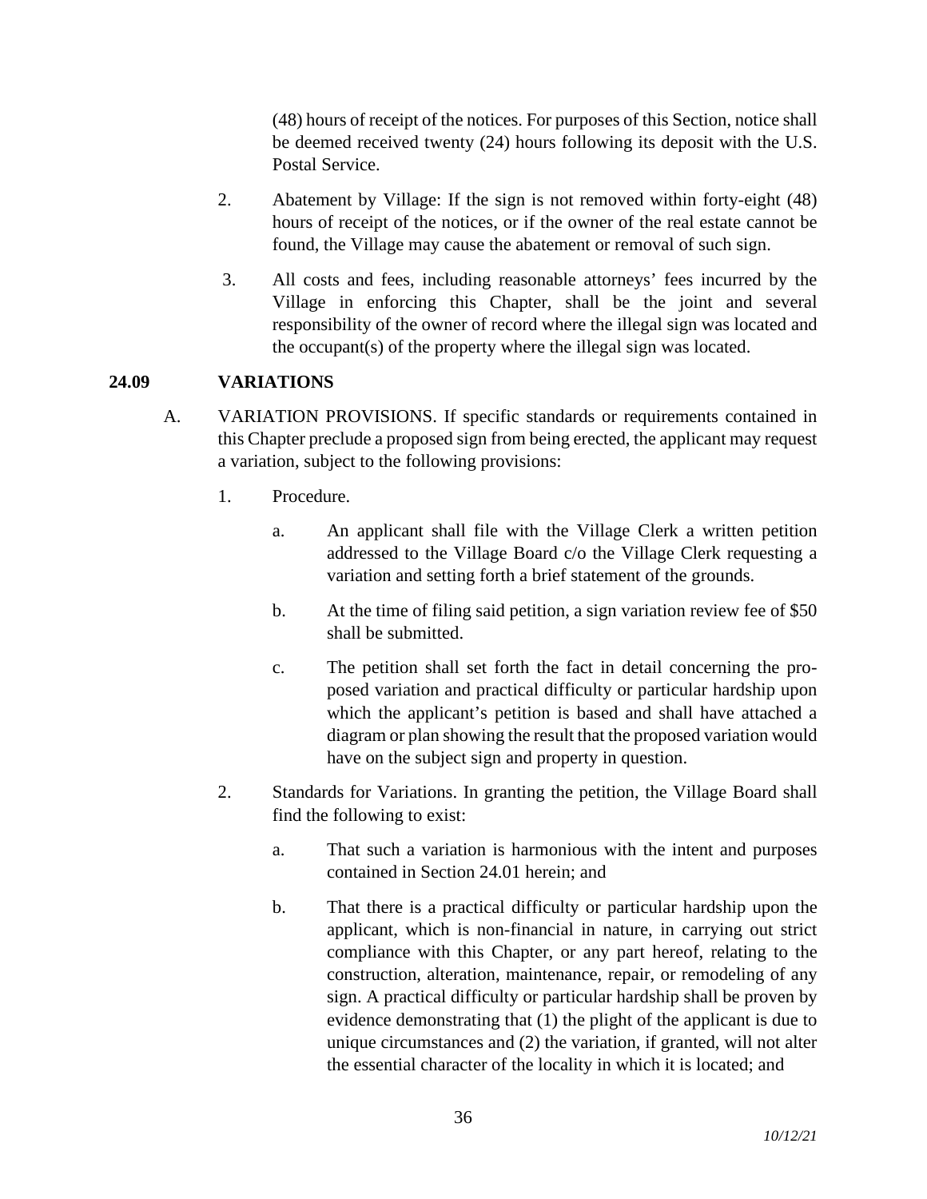(48) hours of receipt of the notices. For purposes of this Section, notice shall be deemed received twenty (24) hours following its deposit with the U.S. Postal Service.

2. Abatement by Village: If the sign is not removed within forty-eight (48) hours of receipt of the notices, or if the owner of the real estate cannot be found, the Village may cause the abatement or removal of such sign.

3. All costs and fees, including reasonable attorneys' fees incurred by the Village in enforcing this Chapter, shall be the joint and several responsibility of the owner of record where the illegal sign was located and the occupant(s) of the property where the illegal sign was located.

## 24.09 VARIATIONS

A. VARIATION PROVISIONS. If specific standards or requirements contained in this Chapter preclude a proposed sign from being erected, the applicant may request a variation, subject to the following provisions:

1. Procedure.

   a. An applicant shall file with the Village Clerk a written petition addressed to the Village Board c/o the Village Clerk requesting a variation and setting forth a brief statement of the grounds.

   b. At the time of filing said petition, a sign variation review fee of $50 shall be submitted.

   c. The petition shall set forth the fact in detail concerning the proposed variation and practical difficulty or particular hardship upon which the applicant's petition is based and shall have attached a diagram or plan showing the result that the proposed variation would have on the subject sign and property in question.

2. Standards for Variations. In granting the petition, the Village Board shall find the following to exist:

   a. That such a variation is harmonious with the intent and purposes contained in Section 24.01 herein; and

   b. That there is a practical difficulty or particular hardship upon the applicant, which is non-financial in nature, in carrying out strict compliance with this Chapter, or any part hereof, relating to the construction, alteration, maintenance, repair, or remodeling of any sign. A practical difficulty or particular hardship shall be proven by evidence demonstrating that (1) the plight of the applicant is due to unique circumstances and (2) the variation, if granted, will not alter the essential character of the locality in which it is located; and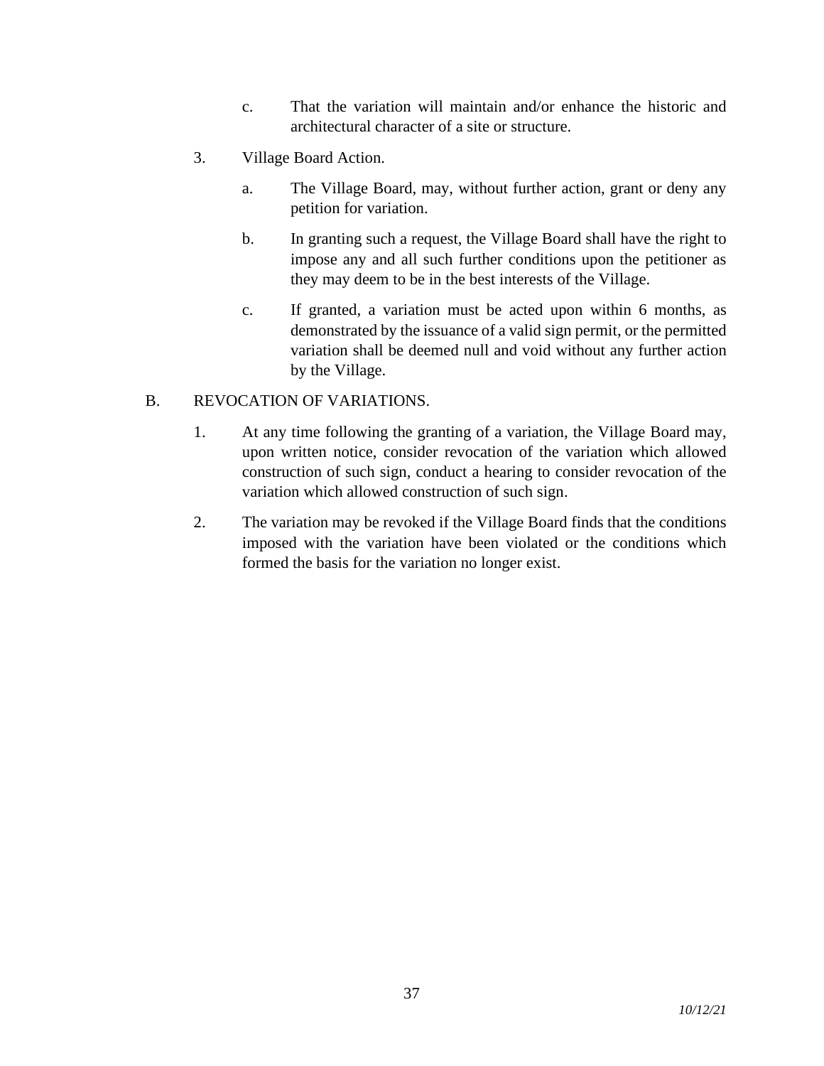c. That the variation will maintain and/or enhance the historic and architectural character of a site or structure.

3. Village Board Action.

   a. The Village Board, may, without further action, grant or deny any petition for variation.

   b. In granting such a request, the Village Board shall have the right to impose any and all such further conditions upon the petitioner as they may deem to be in the best interests of the Village.

   c. If granted, a variation must be acted upon within 6 months, as demonstrated by the issuance of a valid sign permit, or the permitted variation shall be deemed null and void without any further action by the Village.

B. REVOCATION OF VARIATIONS.

   1. At any time following the granting of a variation, the Village Board may, upon written notice, consider revocation of the variation which allowed construction of such sign, conduct a hearing to consider revocation of the variation which allowed construction of such sign.

   2. The variation may be revoked if the Village Board finds that the conditions imposed with the variation have been violated or the conditions which formed the basis for the variation no longer exist.